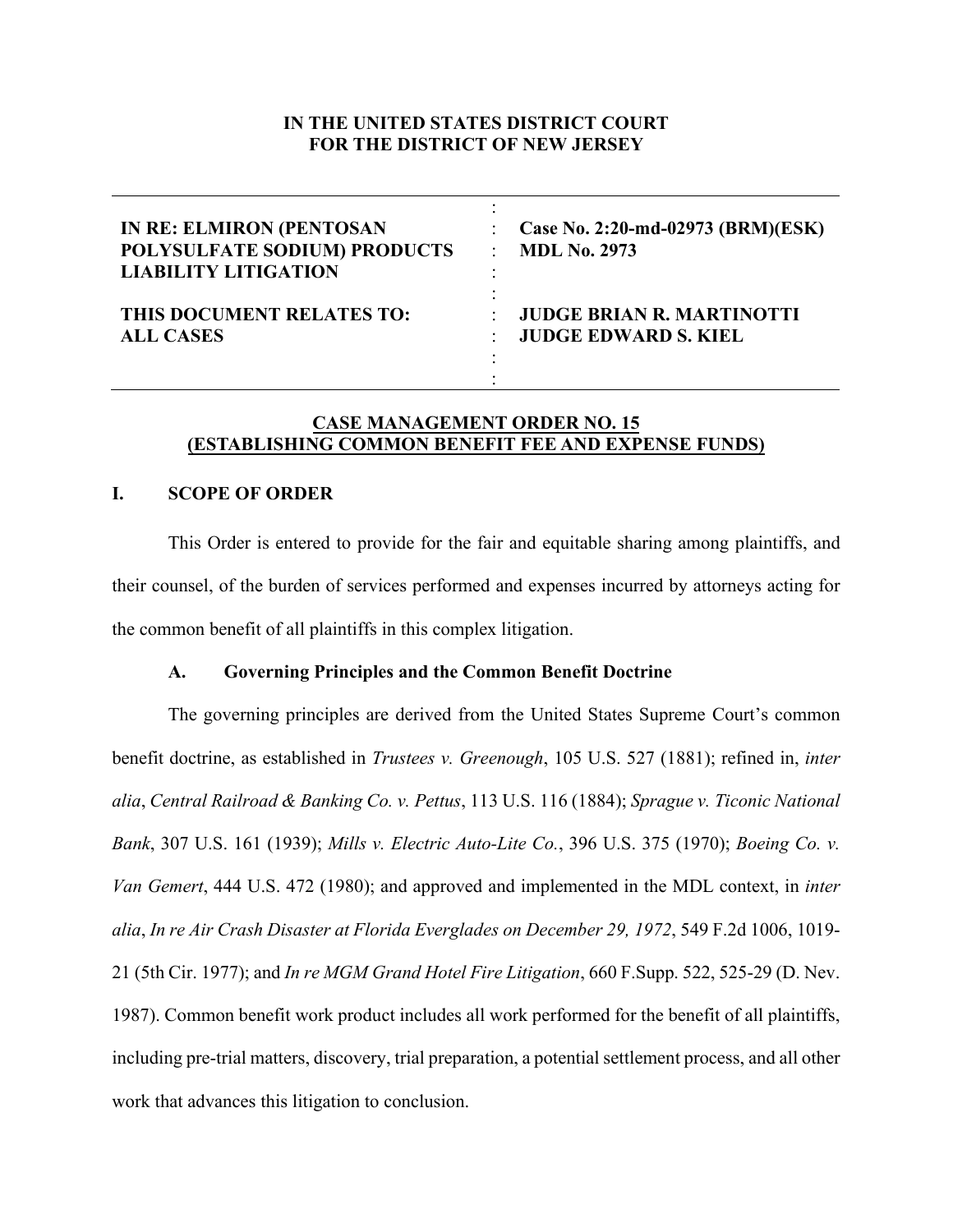**IN THE UNITED STATES DISTRICT COURT**
**FOR THE DISTRICT OF NEW JERSEY**

| | | |
|---|---|---|
| **IN RE: ELMIRON (PENTOSAN POLYSULFATE SODIUM) PRODUCTS LIABILITY LITIGATION** | : | **Case No. 2:20-md-02973 (BRM)(ESK)** **MDL No. 2973** |
| **THIS DOCUMENT RELATES TO: ALL CASES** | : | **JUDGE BRIAN R. MARTINOTTI** **JUDGE EDWARD S. KIEL** |

**CASE MANAGEMENT ORDER NO. 15**
**(ESTABLISHING COMMON BENEFIT FEE AND EXPENSE FUNDS)**

## I. SCOPE OF ORDER

This Order is entered to provide for the fair and equitable sharing among plaintiffs, and their counsel, of the burden of services performed and expenses incurred by attorneys acting for the common benefit of all plaintiffs in this complex litigation.

### A. Governing Principles and the Common Benefit Doctrine

The governing principles are derived from the United States Supreme Court's common benefit doctrine, as established in *Trustees v. Greenough*, 105 U.S. 527 (1881); refined in, *inter alia*, *Central Railroad & Banking Co. v. Pettus*, 113 U.S. 116 (1884); *Sprague v. Ticonic National Bank*, 307 U.S. 161 (1939); *Mills v. Electric Auto-Lite Co.*, 396 U.S. 375 (1970); *Boeing Co. v. Van Gemert*, 444 U.S. 472 (1980); and approved and implemented in the MDL context, in *inter alia*, *In re Air Crash Disaster at Florida Everglades on December 29, 1972*, 549 F.2d 1006, 1019-21 (5th Cir. 1977); and *In re MGM Grand Hotel Fire Litigation*, 660 F.Supp. 522, 525-29 (D. Nev. 1987). Common benefit work product includes all work performed for the benefit of all plaintiffs, including pre-trial matters, discovery, trial preparation, a potential settlement process, and all other work that advances this litigation to conclusion.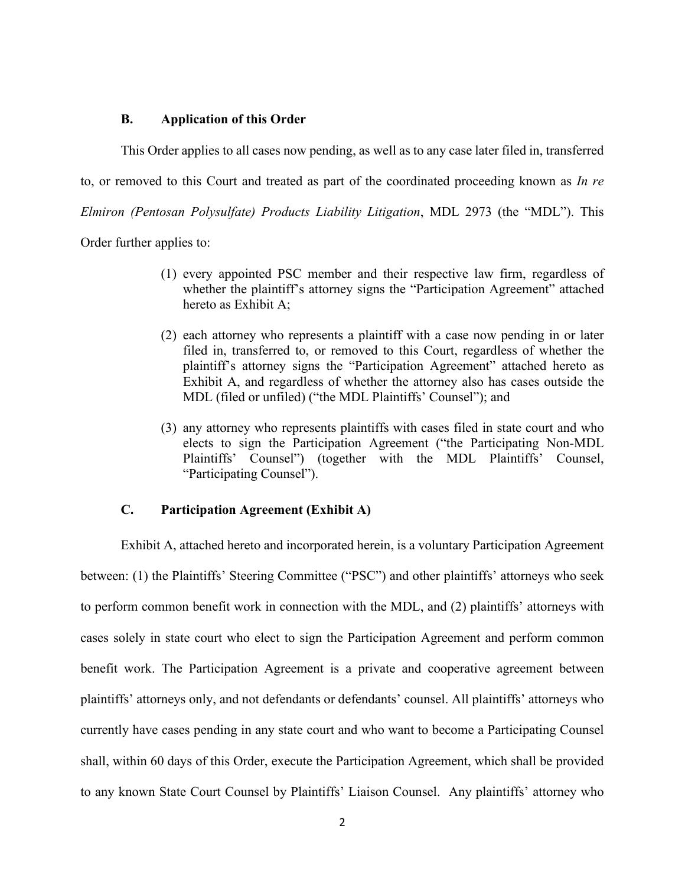## B. Application of this Order

This Order applies to all cases now pending, as well as to any case later filed in, transferred to, or removed to this Court and treated as part of the coordinated proceeding known as *In re Elmiron (Pentosan Polysulfate) Products Liability Litigation*, MDL 2973 (the "MDL"). This Order further applies to:

(1) every appointed PSC member and their respective law firm, regardless of whether the plaintiff's attorney signs the "Participation Agreement" attached hereto as Exhibit A;

(2) each attorney who represents a plaintiff with a case now pending in or later filed in, transferred to, or removed to this Court, regardless of whether the plaintiff's attorney signs the "Participation Agreement" attached hereto as Exhibit A, and regardless of whether the attorney also has cases outside the MDL (filed or unfiled) ("the MDL Plaintiffs' Counsel"); and

(3) any attorney who represents plaintiffs with cases filed in state court and who elects to sign the Participation Agreement ("the Participating Non-MDL Plaintiffs' Counsel") (together with the MDL Plaintiffs' Counsel, "Participating Counsel").

## C. Participation Agreement (Exhibit A)

Exhibit A, attached hereto and incorporated herein, is a voluntary Participation Agreement between: (1) the Plaintiffs' Steering Committee ("PSC") and other plaintiffs' attorneys who seek to perform common benefit work in connection with the MDL, and (2) plaintiffs' attorneys with cases solely in state court who elect to sign the Participation Agreement and perform common benefit work. The Participation Agreement is a private and cooperative agreement between plaintiffs' attorneys only, and not defendants or defendants' counsel. All plaintiffs' attorneys who currently have cases pending in any state court and who want to become a Participating Counsel shall, within 60 days of this Order, execute the Participation Agreement, which shall be provided to any known State Court Counsel by Plaintiffs' Liaison Counsel. Any plaintiffs' attorney who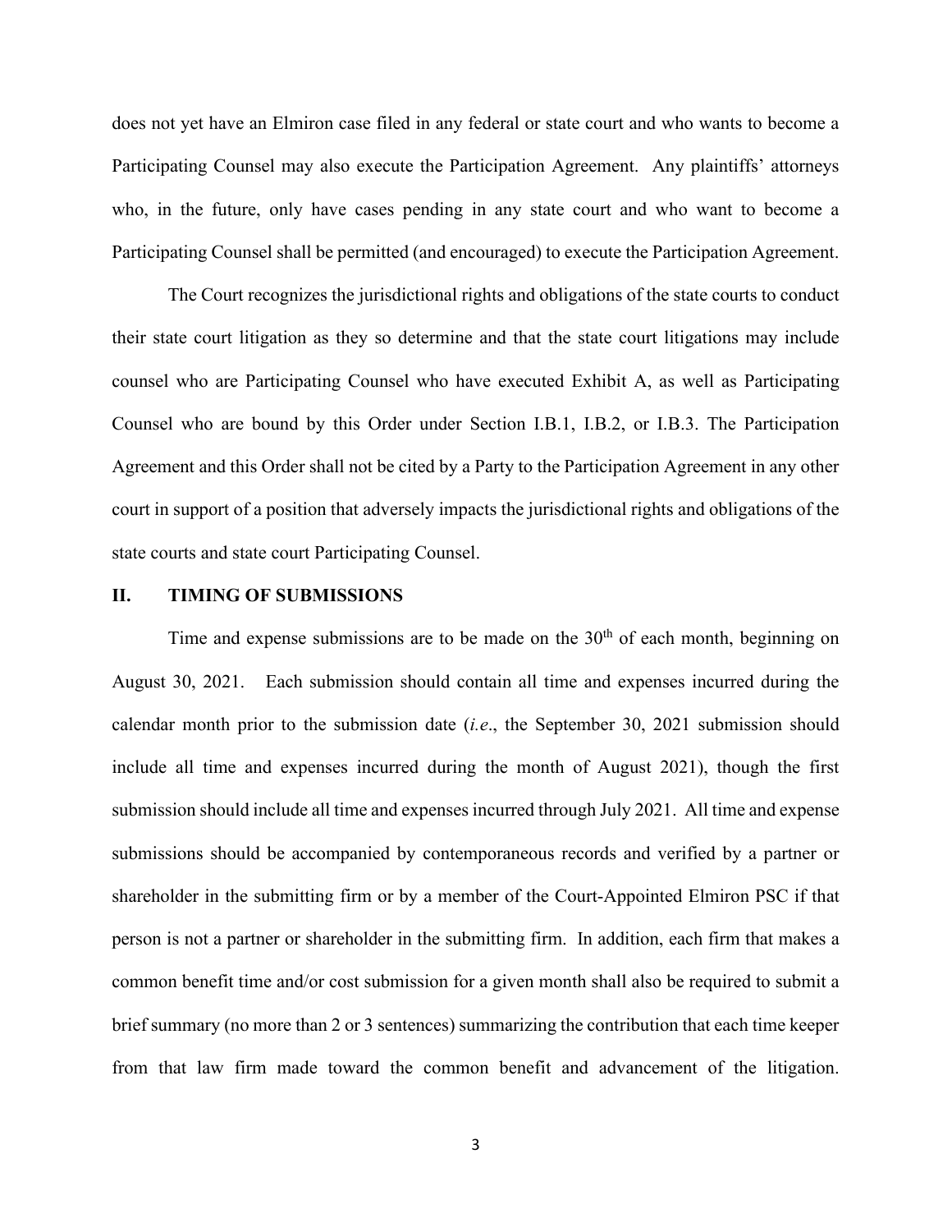does not yet have an Elmiron case filed in any federal or state court and who wants to become a Participating Counsel may also execute the Participation Agreement. Any plaintiffs' attorneys who, in the future, only have cases pending in any state court and who want to become a Participating Counsel shall be permitted (and encouraged) to execute the Participation Agreement.

The Court recognizes the jurisdictional rights and obligations of the state courts to conduct their state court litigation as they so determine and that the state court litigations may include counsel who are Participating Counsel who have executed Exhibit A, as well as Participating Counsel who are bound by this Order under Section I.B.1, I.B.2, or I.B.3. The Participation Agreement and this Order shall not be cited by a Party to the Participation Agreement in any other court in support of a position that adversely impacts the jurisdictional rights and obligations of the state courts and state court Participating Counsel.

## II. TIMING OF SUBMISSIONS

Time and expense submissions are to be made on the 30th of each month, beginning on August 30, 2021. Each submission should contain all time and expenses incurred during the calendar month prior to the submission date (*i.e*., the September 30, 2021 submission should include all time and expenses incurred during the month of August 2021), though the first submission should include all time and expenses incurred through July 2021. All time and expense submissions should be accompanied by contemporaneous records and verified by a partner or shareholder in the submitting firm or by a member of the Court-Appointed Elmiron PSC if that person is not a partner or shareholder in the submitting firm. In addition, each firm that makes a common benefit time and/or cost submission for a given month shall also be required to submit a brief summary (no more than 2 or 3 sentences) summarizing the contribution that each time keeper from that law firm made toward the common benefit and advancement of the litigation.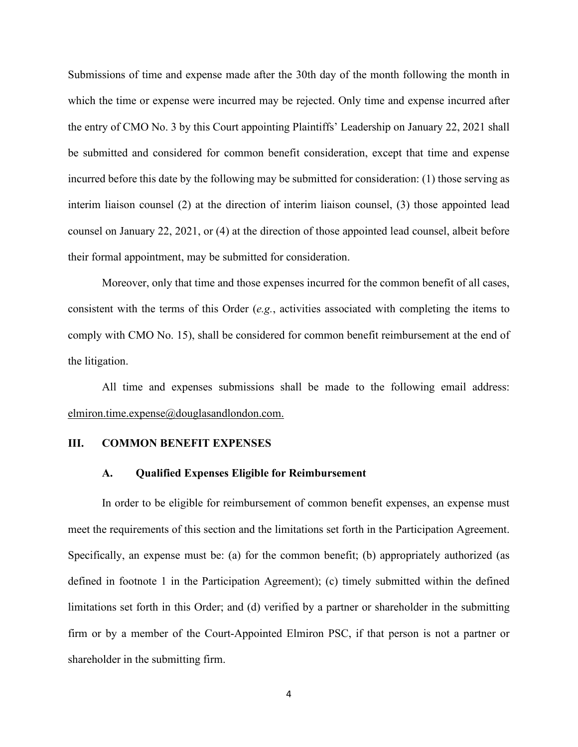Submissions of time and expense made after the 30th day of the month following the month in which the time or expense were incurred may be rejected. Only time and expense incurred after the entry of CMO No. 3 by this Court appointing Plaintiffs' Leadership on January 22, 2021 shall be submitted and considered for common benefit consideration, except that time and expense incurred before this date by the following may be submitted for consideration: (1) those serving as interim liaison counsel (2) at the direction of interim liaison counsel, (3) those appointed lead counsel on January 22, 2021, or (4) at the direction of those appointed lead counsel, albeit before their formal appointment, may be submitted for consideration.

Moreover, only that time and those expenses incurred for the common benefit of all cases, consistent with the terms of this Order (*e.g.*, activities associated with completing the items to comply with CMO No. 15), shall be considered for common benefit reimbursement at the end of the litigation.

All time and expenses submissions shall be made to the following email address: elmiron.time.expense@douglasandlondon.com.

## III. COMMON BENEFIT EXPENSES

### A. Qualified Expenses Eligible for Reimbursement

In order to be eligible for reimbursement of common benefit expenses, an expense must meet the requirements of this section and the limitations set forth in the Participation Agreement. Specifically, an expense must be: (a) for the common benefit; (b) appropriately authorized (as defined in footnote 1 in the Participation Agreement); (c) timely submitted within the defined limitations set forth in this Order; and (d) verified by a partner or shareholder in the submitting firm or by a member of the Court-Appointed Elmiron PSC, if that person is not a partner or shareholder in the submitting firm.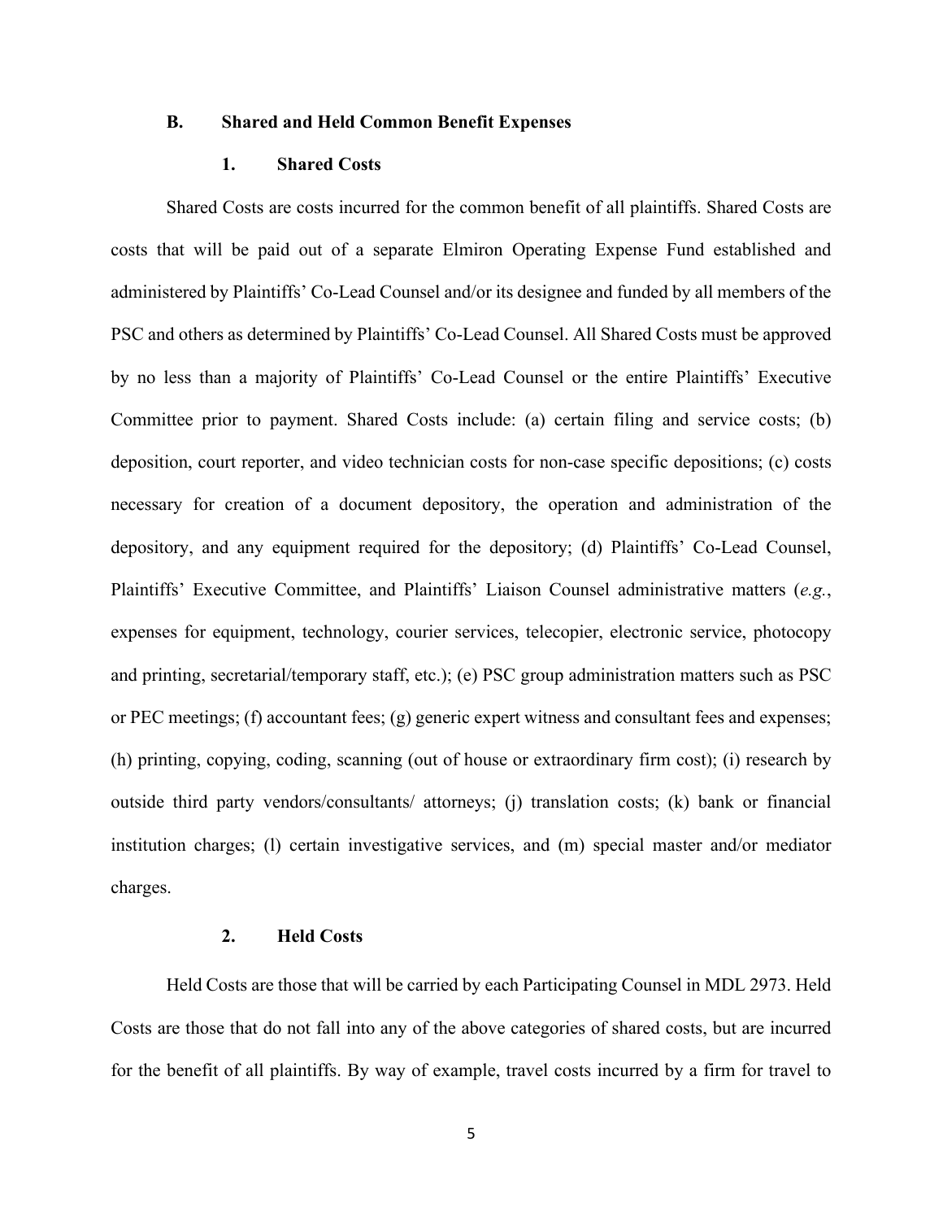### B. Shared and Held Common Benefit Expenses

#### 1. Shared Costs

Shared Costs are costs incurred for the common benefit of all plaintiffs. Shared Costs are costs that will be paid out of a separate Elmiron Operating Expense Fund established and administered by Plaintiffs' Co-Lead Counsel and/or its designee and funded by all members of the PSC and others as determined by Plaintiffs' Co-Lead Counsel. All Shared Costs must be approved by no less than a majority of Plaintiffs' Co-Lead Counsel or the entire Plaintiffs' Executive Committee prior to payment. Shared Costs include: (a) certain filing and service costs; (b) deposition, court reporter, and video technician costs for non-case specific depositions; (c) costs necessary for creation of a document depository, the operation and administration of the depository, and any equipment required for the depository; (d) Plaintiffs' Co-Lead Counsel, Plaintiffs' Executive Committee, and Plaintiffs' Liaison Counsel administrative matters (*e.g.*, expenses for equipment, technology, courier services, telecopier, electronic service, photocopy and printing, secretarial/temporary staff, etc.); (e) PSC group administration matters such as PSC or PEC meetings; (f) accountant fees; (g) generic expert witness and consultant fees and expenses; (h) printing, copying, coding, scanning (out of house or extraordinary firm cost); (i) research by outside third party vendors/consultants/ attorneys; (j) translation costs; (k) bank or financial institution charges; (l) certain investigative services, and (m) special master and/or mediator charges.

#### 2. Held Costs

Held Costs are those that will be carried by each Participating Counsel in MDL 2973. Held Costs are those that do not fall into any of the above categories of shared costs, but are incurred for the benefit of all plaintiffs. By way of example, travel costs incurred by a firm for travel to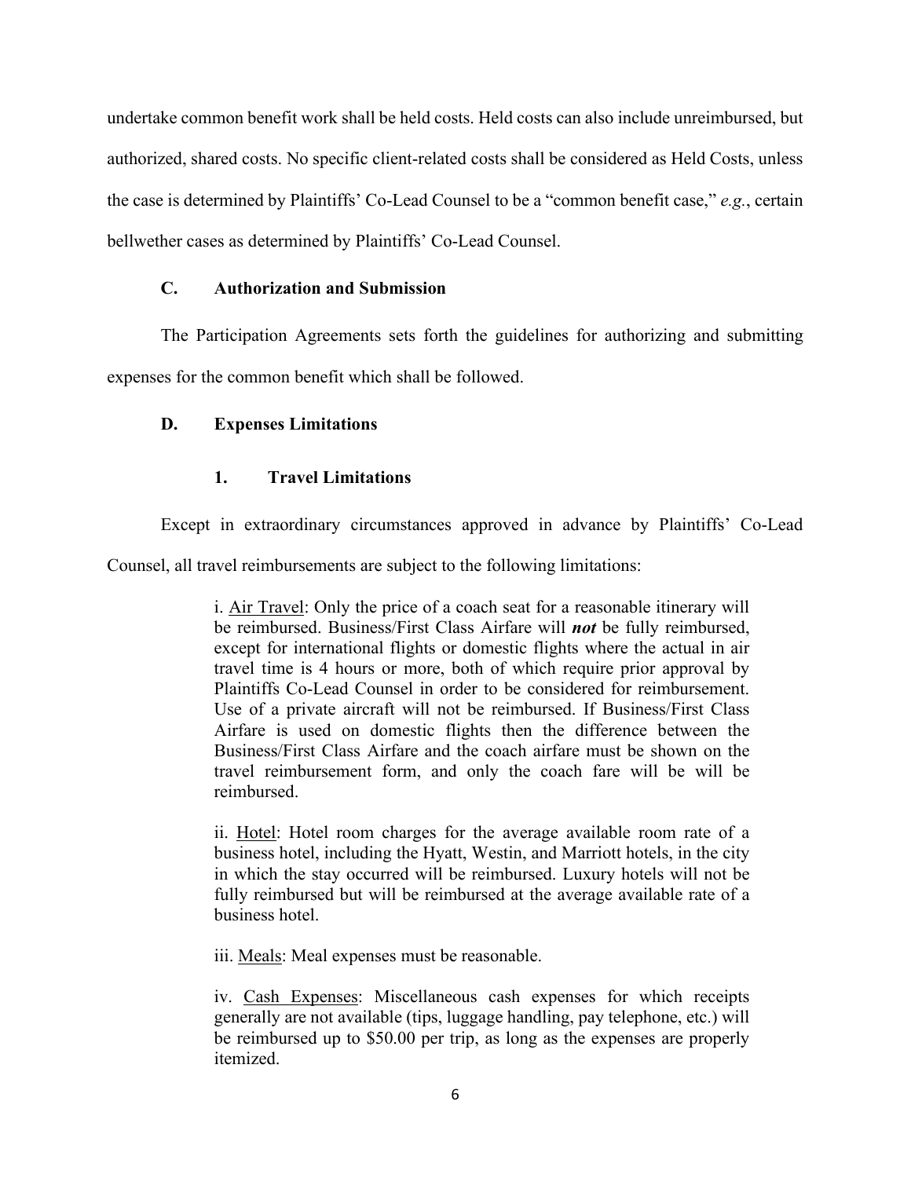undertake common benefit work shall be held costs. Held costs can also include unreimbursed, but authorized, shared costs. No specific client-related costs shall be considered as Held Costs, unless the case is determined by Plaintiffs' Co-Lead Counsel to be a "common benefit case," *e.g.*, certain bellwether cases as determined by Plaintiffs' Co-Lead Counsel.

### C. Authorization and Submission

The Participation Agreements sets forth the guidelines for authorizing and submitting expenses for the common benefit which shall be followed.

### D. Expenses Limitations

#### 1. Travel Limitations

Except in extraordinary circumstances approved in advance by Plaintiffs' Co-Lead Counsel, all travel reimbursements are subject to the following limitations:

> i. <u>Air Travel</u>: Only the price of a coach seat for a reasonable itinerary will be reimbursed. Business/First Class Airfare will ***not*** be fully reimbursed, except for international flights or domestic flights where the actual in air travel time is 4 hours or more, both of which require prior approval by Plaintiffs Co-Lead Counsel in order to be considered for reimbursement. Use of a private aircraft will not be reimbursed. If Business/First Class Airfare is used on domestic flights then the difference between the Business/First Class Airfare and the coach airfare must be shown on the travel reimbursement form, and only the coach fare will be will be reimbursed.
>
> ii. <u>Hotel</u>: Hotel room charges for the average available room rate of a business hotel, including the Hyatt, Westin, and Marriott hotels, in the city in which the stay occurred will be reimbursed. Luxury hotels will not be fully reimbursed but will be reimbursed at the average available rate of a business hotel.
>
> iii. <u>Meals</u>: Meal expenses must be reasonable.
>
> iv. <u>Cash Expenses</u>: Miscellaneous cash expenses for which receipts generally are not available (tips, luggage handling, pay telephone, etc.) will be reimbursed up to $50.00 per trip, as long as the expenses are properly itemized.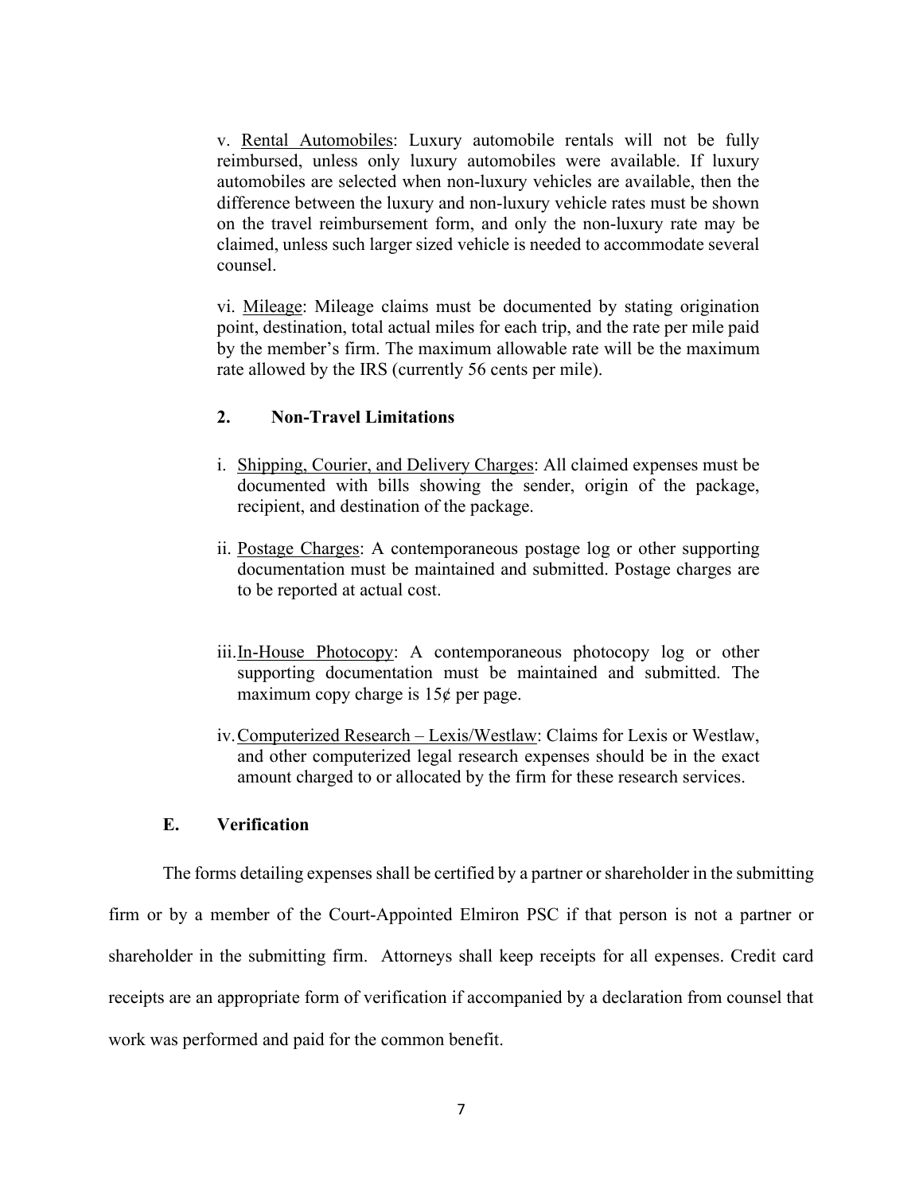v. Rental Automobiles: Luxury automobile rentals will not be fully reimbursed, unless only luxury automobiles were available. If luxury automobiles are selected when non-luxury vehicles are available, then the difference between the luxury and non-luxury vehicle rates must be shown on the travel reimbursement form, and only the non-luxury rate may be claimed, unless such larger sized vehicle is needed to accommodate several counsel.

vi. Mileage: Mileage claims must be documented by stating origination point, destination, total actual miles for each trip, and the rate per mile paid by the member's firm. The maximum allowable rate will be the maximum rate allowed by the IRS (currently 56 cents per mile).

### 2. Non-Travel Limitations

i. Shipping, Courier, and Delivery Charges: All claimed expenses must be documented with bills showing the sender, origin of the package, recipient, and destination of the package.

ii. Postage Charges: A contemporaneous postage log or other supporting documentation must be maintained and submitted. Postage charges are to be reported at actual cost.

iii. In-House Photocopy: A contemporaneous photocopy log or other supporting documentation must be maintained and submitted. The maximum copy charge is 15¢ per page.

iv. Computerized Research – Lexis/Westlaw: Claims for Lexis or Westlaw, and other computerized legal research expenses should be in the exact amount charged to or allocated by the firm for these research services.

### E. Verification

The forms detailing expenses shall be certified by a partner or shareholder in the submitting firm or by a member of the Court-Appointed Elmiron PSC if that person is not a partner or shareholder in the submitting firm. Attorneys shall keep receipts for all expenses. Credit card receipts are an appropriate form of verification if accompanied by a declaration from counsel that work was performed and paid for the common benefit.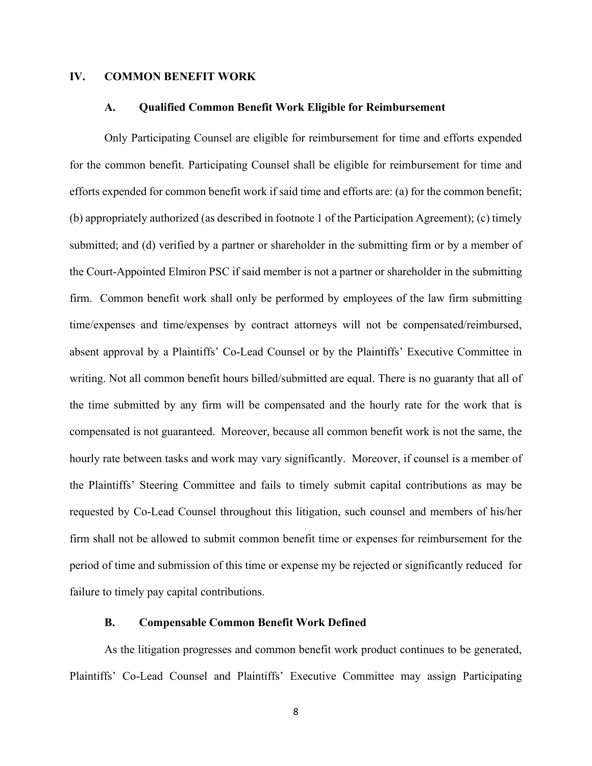## IV. COMMON BENEFIT WORK

### A. Qualified Common Benefit Work Eligible for Reimbursement

Only Participating Counsel are eligible for reimbursement for time and efforts expended for the common benefit. Participating Counsel shall be eligible for reimbursement for time and efforts expended for common benefit work if said time and efforts are: (a) for the common benefit; (b) appropriately authorized (as described in footnote 1 of the Participation Agreement); (c) timely submitted; and (d) verified by a partner or shareholder in the submitting firm or by a member of the Court-Appointed Elmiron PSC if said member is not a partner or shareholder in the submitting firm. Common benefit work shall only be performed by employees of the law firm submitting time/expenses and time/expenses by contract attorneys will not be compensated/reimbursed, absent approval by a Plaintiffs' Co-Lead Counsel or by the Plaintiffs' Executive Committee in writing. Not all common benefit hours billed/submitted are equal. There is no guaranty that all of the time submitted by any firm will be compensated and the hourly rate for the work that is compensated is not guaranteed. Moreover, because all common benefit work is not the same, the hourly rate between tasks and work may vary significantly. Moreover, if counsel is a member of the Plaintiffs' Steering Committee and fails to timely submit capital contributions as may be requested by Co-Lead Counsel throughout this litigation, such counsel and members of his/her firm shall not be allowed to submit common benefit time or expenses for reimbursement for the period of time and submission of this time or expense my be rejected or significantly reduced for failure to timely pay capital contributions.

### B. Compensable Common Benefit Work Defined

As the litigation progresses and common benefit work product continues to be generated, Plaintiffs' Co-Lead Counsel and Plaintiffs' Executive Committee may assign Participating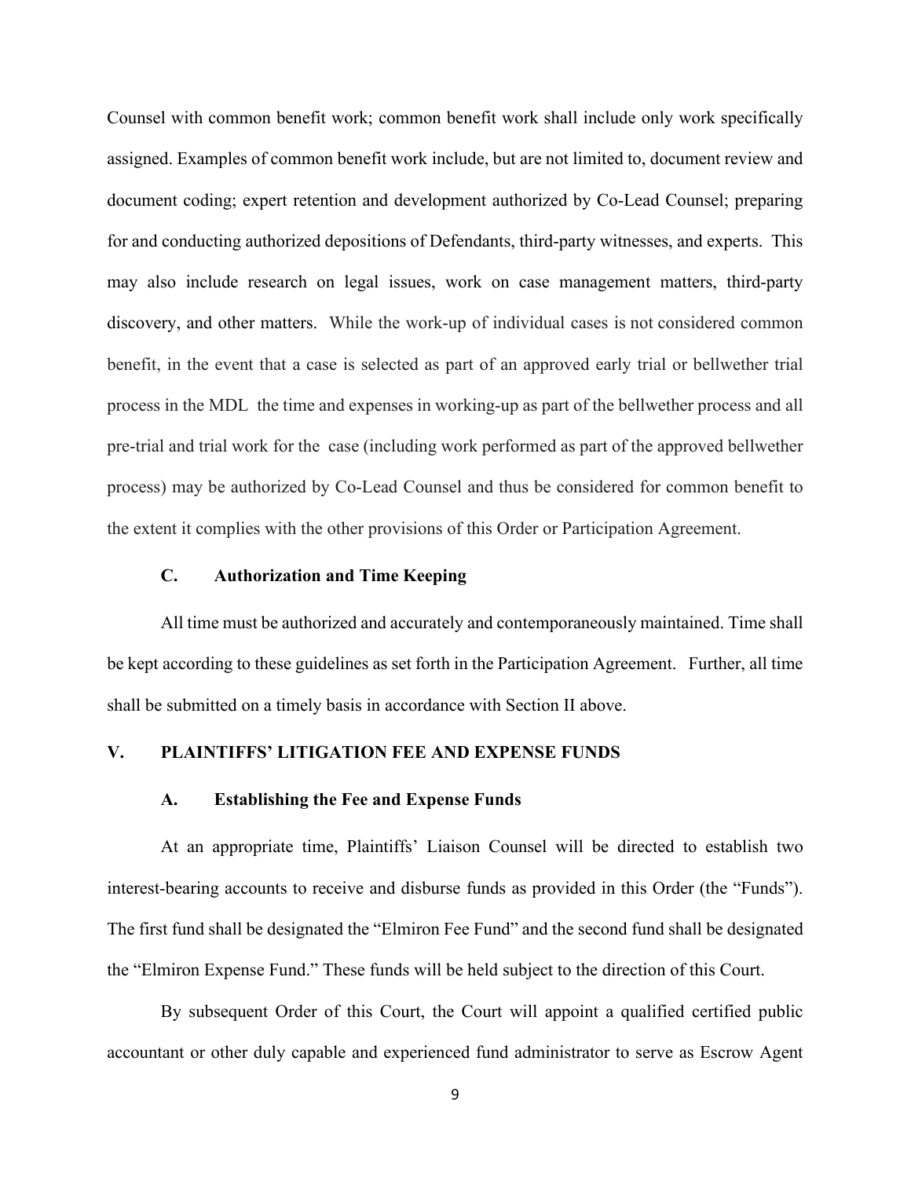Counsel with common benefit work; common benefit work shall include only work specifically assigned. Examples of common benefit work include, but are not limited to, document review and document coding; expert retention and development authorized by Co-Lead Counsel; preparing for and conducting authorized depositions of Defendants, third-party witnesses, and experts. This may also include research on legal issues, work on case management matters, third-party discovery, and other matters. While the work-up of individual cases is not considered common benefit, in the event that a case is selected as part of an approved early trial or bellwether trial process in the MDL the time and expenses in working-up as part of the bellwether process and all pre-trial and trial work for the case (including work performed as part of the approved bellwether process) may be authorized by Co-Lead Counsel and thus be considered for common benefit to the extent it complies with the other provisions of this Order or Participation Agreement.

### C. Authorization and Time Keeping

All time must be authorized and accurately and contemporaneously maintained. Time shall be kept according to these guidelines as set forth in the Participation Agreement. Further, all time shall be submitted on a timely basis in accordance with Section II above.

## V. PLAINTIFFS' LITIGATION FEE AND EXPENSE FUNDS

### A. Establishing the Fee and Expense Funds

At an appropriate time, Plaintiffs' Liaison Counsel will be directed to establish two interest-bearing accounts to receive and disburse funds as provided in this Order (the "Funds"). The first fund shall be designated the "Elmiron Fee Fund" and the second fund shall be designated the "Elmiron Expense Fund." These funds will be held subject to the direction of this Court.

By subsequent Order of this Court, the Court will appoint a qualified certified public accountant or other duly capable and experienced fund administrator to serve as Escrow Agent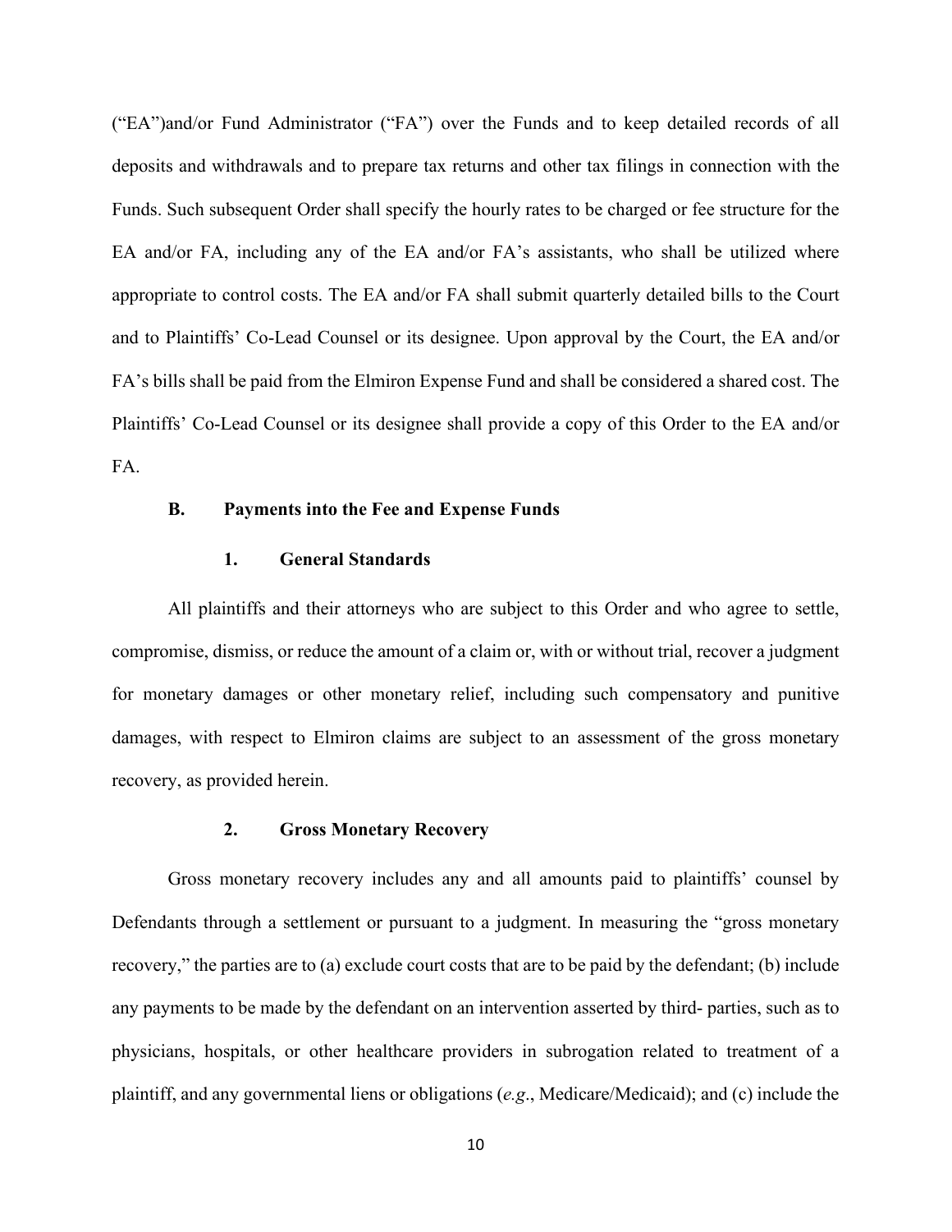(“EA”)and/or Fund Administrator (“FA”) over the Funds and to keep detailed records of all deposits and withdrawals and to prepare tax returns and other tax filings in connection with the Funds. Such subsequent Order shall specify the hourly rates to be charged or fee structure for the EA and/or FA, including any of the EA and/or FA’s assistants, who shall be utilized where appropriate to control costs. The EA and/or FA shall submit quarterly detailed bills to the Court and to Plaintiffs’ Co-Lead Counsel or its designee. Upon approval by the Court, the EA and/or FA’s bills shall be paid from the Elmiron Expense Fund and shall be considered a shared cost. The Plaintiffs’ Co-Lead Counsel or its designee shall provide a copy of this Order to the EA and/or FA.

### B. Payments into the Fee and Expense Funds

#### 1. General Standards

All plaintiffs and their attorneys who are subject to this Order and who agree to settle, compromise, dismiss, or reduce the amount of a claim or, with or without trial, recover a judgment for monetary damages or other monetary relief, including such compensatory and punitive damages, with respect to Elmiron claims are subject to an assessment of the gross monetary recovery, as provided herein.

#### 2. Gross Monetary Recovery

Gross monetary recovery includes any and all amounts paid to plaintiffs’ counsel by Defendants through a settlement or pursuant to a judgment. In measuring the “gross monetary recovery,” the parties are to (a) exclude court costs that are to be paid by the defendant; (b) include any payments to be made by the defendant on an intervention asserted by third- parties, such as to physicians, hospitals, or other healthcare providers in subrogation related to treatment of a plaintiff, and any governmental liens or obligations (*e.g*., Medicare/Medicaid); and (c) include the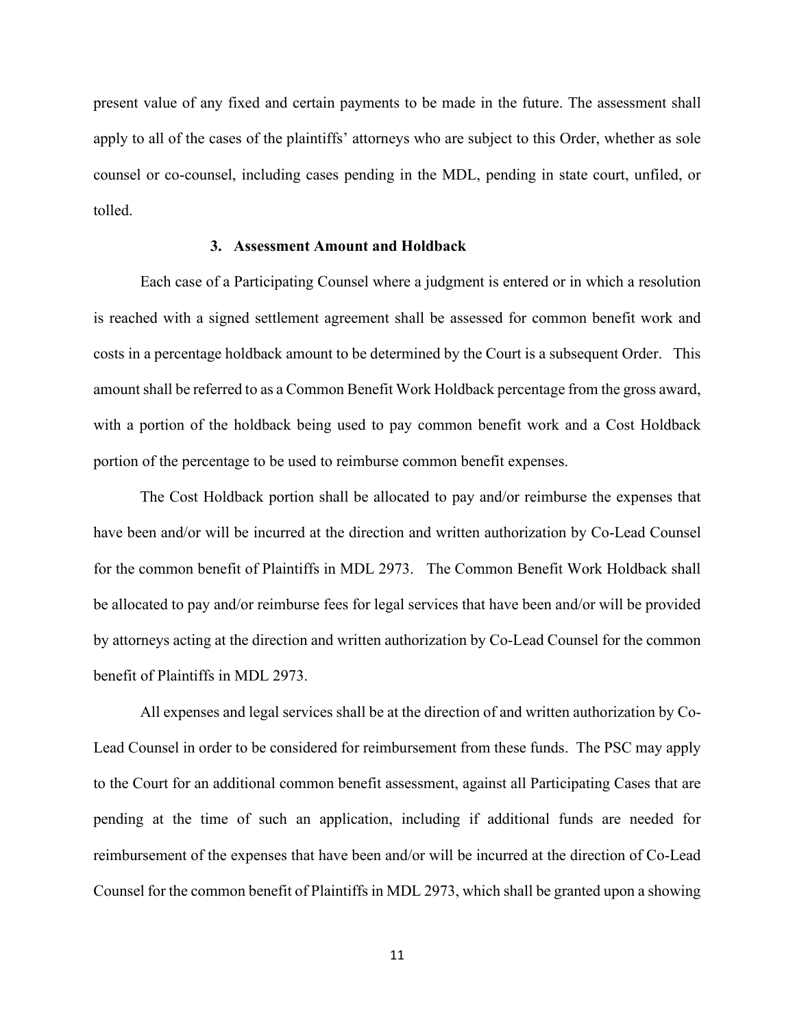present value of any fixed and certain payments to be made in the future. The assessment shall apply to all of the cases of the plaintiffs' attorneys who are subject to this Order, whether as sole counsel or co-counsel, including cases pending in the MDL, pending in state court, unfiled, or tolled.

### 3. Assessment Amount and Holdback

Each case of a Participating Counsel where a judgment is entered or in which a resolution is reached with a signed settlement agreement shall be assessed for common benefit work and costs in a percentage holdback amount to be determined by the Court is a subsequent Order. This amount shall be referred to as a Common Benefit Work Holdback percentage from the gross award, with a portion of the holdback being used to pay common benefit work and a Cost Holdback portion of the percentage to be used to reimburse common benefit expenses.

The Cost Holdback portion shall be allocated to pay and/or reimburse the expenses that have been and/or will be incurred at the direction and written authorization by Co-Lead Counsel for the common benefit of Plaintiffs in MDL 2973. The Common Benefit Work Holdback shall be allocated to pay and/or reimburse fees for legal services that have been and/or will be provided by attorneys acting at the direction and written authorization by Co-Lead Counsel for the common benefit of Plaintiffs in MDL 2973.

All expenses and legal services shall be at the direction of and written authorization by Co-Lead Counsel in order to be considered for reimbursement from these funds. The PSC may apply to the Court for an additional common benefit assessment, against all Participating Cases that are pending at the time of such an application, including if additional funds are needed for reimbursement of the expenses that have been and/or will be incurred at the direction of Co-Lead Counsel for the common benefit of Plaintiffs in MDL 2973, which shall be granted upon a showing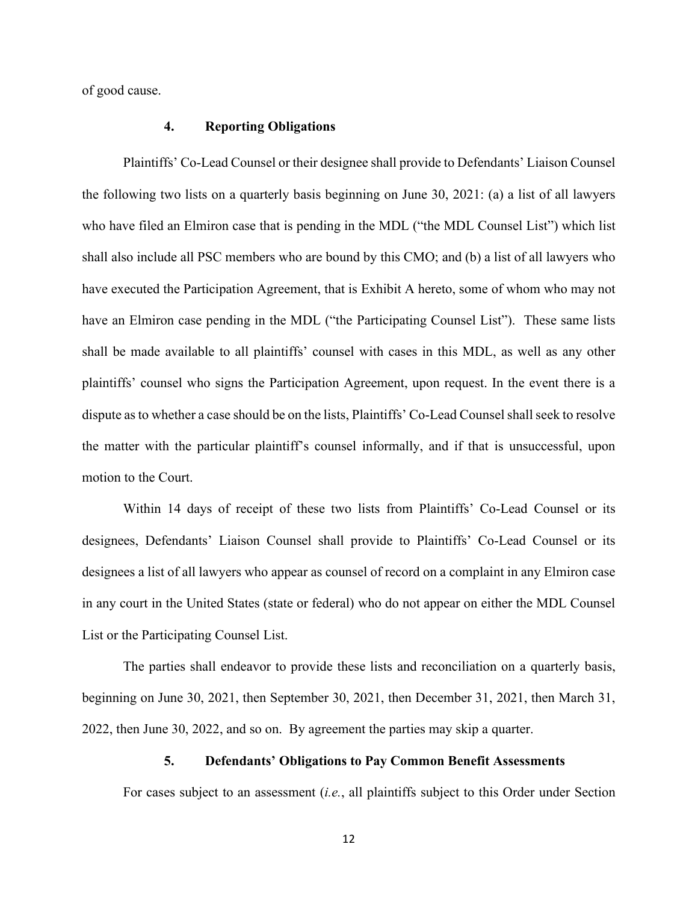of good cause.

### 4. Reporting Obligations

Plaintiffs' Co-Lead Counsel or their designee shall provide to Defendants' Liaison Counsel the following two lists on a quarterly basis beginning on June 30, 2021: (a) a list of all lawyers who have filed an Elmiron case that is pending in the MDL ("the MDL Counsel List") which list shall also include all PSC members who are bound by this CMO; and (b) a list of all lawyers who have executed the Participation Agreement, that is Exhibit A hereto, some of whom who may not have an Elmiron case pending in the MDL ("the Participating Counsel List"). These same lists shall be made available to all plaintiffs' counsel with cases in this MDL, as well as any other plaintiffs' counsel who signs the Participation Agreement, upon request. In the event there is a dispute as to whether a case should be on the lists, Plaintiffs' Co-Lead Counsel shall seek to resolve the matter with the particular plaintiff's counsel informally, and if that is unsuccessful, upon motion to the Court.

Within 14 days of receipt of these two lists from Plaintiffs' Co-Lead Counsel or its designees, Defendants' Liaison Counsel shall provide to Plaintiffs' Co-Lead Counsel or its designees a list of all lawyers who appear as counsel of record on a complaint in any Elmiron case in any court in the United States (state or federal) who do not appear on either the MDL Counsel List or the Participating Counsel List.

The parties shall endeavor to provide these lists and reconciliation on a quarterly basis, beginning on June 30, 2021, then September 30, 2021, then December 31, 2021, then March 31, 2022, then June 30, 2022, and so on. By agreement the parties may skip a quarter.

### 5. Defendants' Obligations to Pay Common Benefit Assessments

For cases subject to an assessment (*i.e.*, all plaintiffs subject to this Order under Section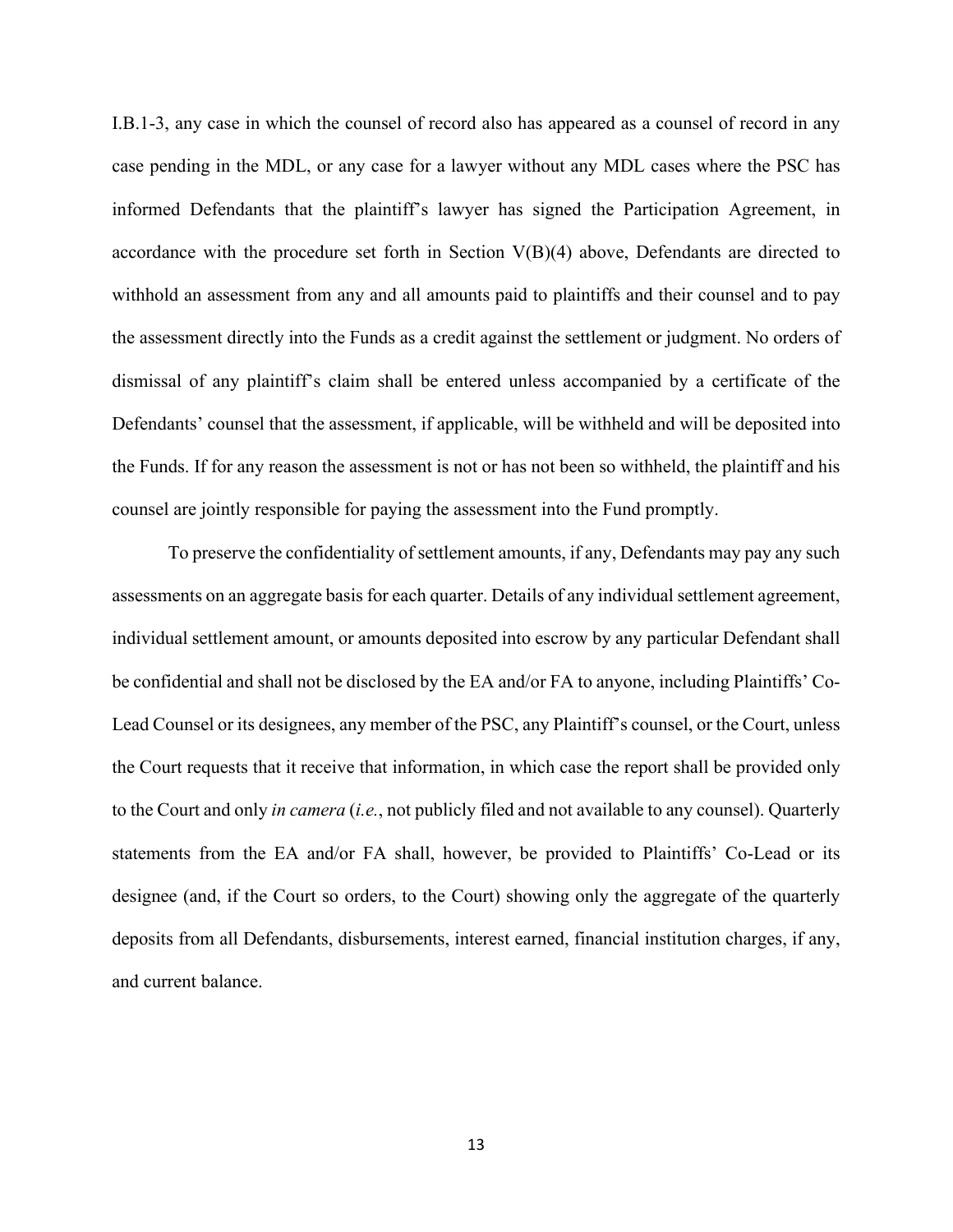I.B.1-3, any case in which the counsel of record also has appeared as a counsel of record in any case pending in the MDL, or any case for a lawyer without any MDL cases where the PSC has informed Defendants that the plaintiff's lawyer has signed the Participation Agreement, in accordance with the procedure set forth in Section V(B)(4) above, Defendants are directed to withhold an assessment from any and all amounts paid to plaintiffs and their counsel and to pay the assessment directly into the Funds as a credit against the settlement or judgment. No orders of dismissal of any plaintiff's claim shall be entered unless accompanied by a certificate of the Defendants' counsel that the assessment, if applicable, will be withheld and will be deposited into the Funds. If for any reason the assessment is not or has not been so withheld, the plaintiff and his counsel are jointly responsible for paying the assessment into the Fund promptly.

To preserve the confidentiality of settlement amounts, if any, Defendants may pay any such assessments on an aggregate basis for each quarter. Details of any individual settlement agreement, individual settlement amount, or amounts deposited into escrow by any particular Defendant shall be confidential and shall not be disclosed by the EA and/or FA to anyone, including Plaintiffs' Co-Lead Counsel or its designees, any member of the PSC, any Plaintiff's counsel, or the Court, unless the Court requests that it receive that information, in which case the report shall be provided only to the Court and only *in camera* (*i.e.*, not publicly filed and not available to any counsel). Quarterly statements from the EA and/or FA shall, however, be provided to Plaintiffs' Co-Lead or its designee (and, if the Court so orders, to the Court) showing only the aggregate of the quarterly deposits from all Defendants, disbursements, interest earned, financial institution charges, if any, and current balance.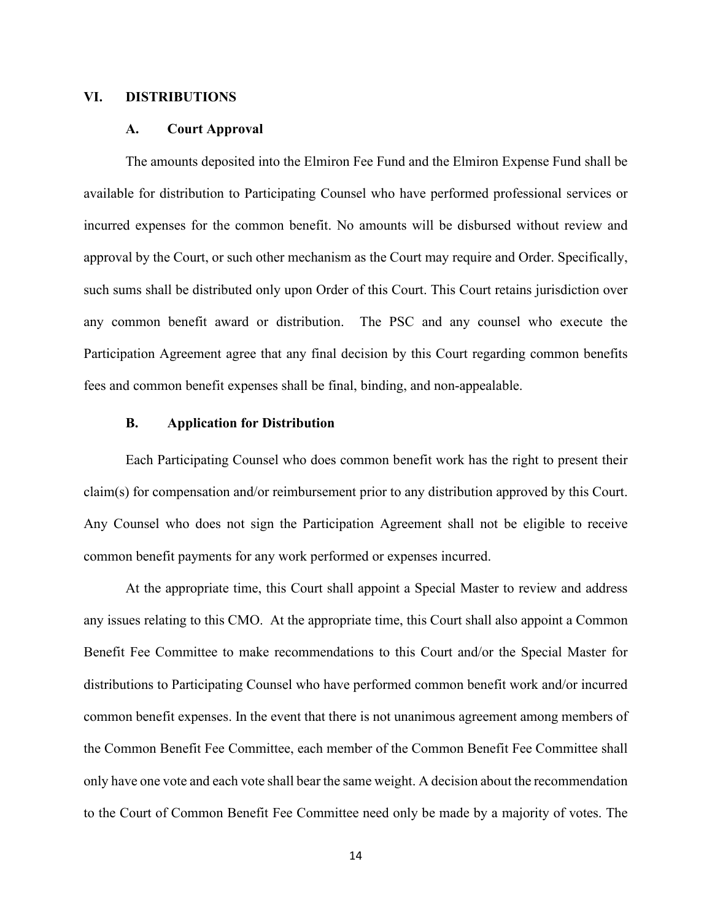## VI. DISTRIBUTIONS

### A. Court Approval

The amounts deposited into the Elmiron Fee Fund and the Elmiron Expense Fund shall be available for distribution to Participating Counsel who have performed professional services or incurred expenses for the common benefit. No amounts will be disbursed without review and approval by the Court, or such other mechanism as the Court may require and Order. Specifically, such sums shall be distributed only upon Order of this Court. This Court retains jurisdiction over any common benefit award or distribution. The PSC and any counsel who execute the Participation Agreement agree that any final decision by this Court regarding common benefits fees and common benefit expenses shall be final, binding, and non-appealable.

### B. Application for Distribution

Each Participating Counsel who does common benefit work has the right to present their claim(s) for compensation and/or reimbursement prior to any distribution approved by this Court. Any Counsel who does not sign the Participation Agreement shall not be eligible to receive common benefit payments for any work performed or expenses incurred.

At the appropriate time, this Court shall appoint a Special Master to review and address any issues relating to this CMO. At the appropriate time, this Court shall also appoint a Common Benefit Fee Committee to make recommendations to this Court and/or the Special Master for distributions to Participating Counsel who have performed common benefit work and/or incurred common benefit expenses. In the event that there is not unanimous agreement among members of the Common Benefit Fee Committee, each member of the Common Benefit Fee Committee shall only have one vote and each vote shall bear the same weight. A decision about the recommendation to the Court of Common Benefit Fee Committee need only be made by a majority of votes. The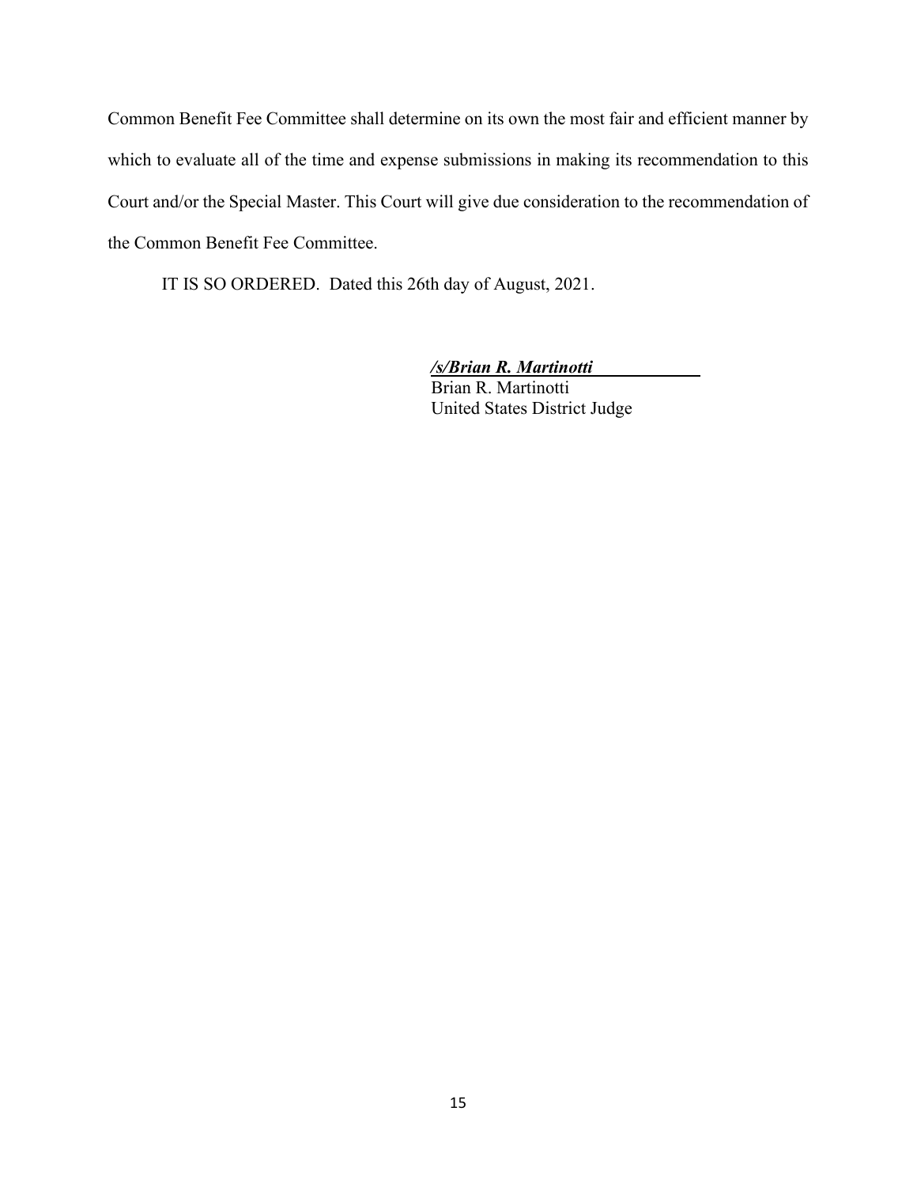Common Benefit Fee Committee shall determine on its own the most fair and efficient manner by which to evaluate all of the time and expense submissions in making its recommendation to this Court and/or the Special Master. This Court will give due consideration to the recommendation of the Common Benefit Fee Committee.

IT IS SO ORDERED. Dated this 26th day of August, 2021.

***/s/Brian R. Martinotti***
Brian R. Martinotti
United States District Judge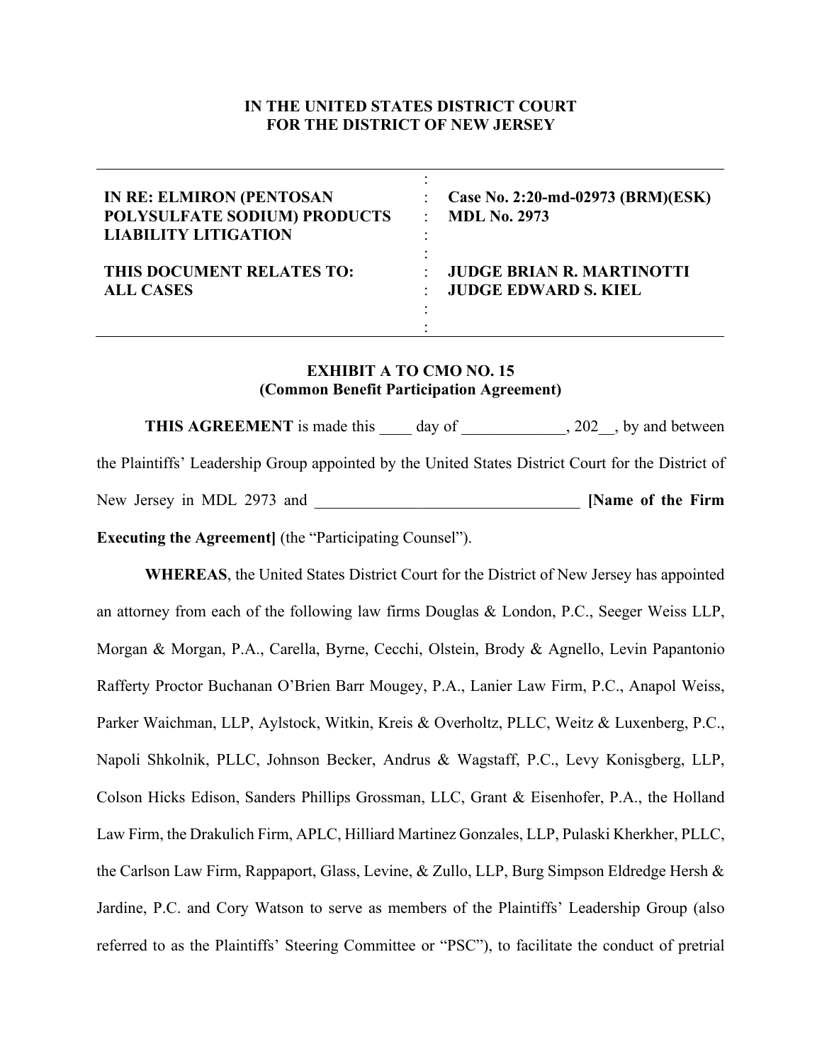**IN THE UNITED STATES DISTRICT COURT**
**FOR THE DISTRICT OF NEW JERSEY**

| | |
|---|---|
| **IN RE: ELMIRON (PENTOSAN POLYSULFATE SODIUM) PRODUCTS LIABILITY LITIGATION** | **Case No. 2:20-md-02973 (BRM)(ESK)** **MDL No. 2973** |
| **THIS DOCUMENT RELATES TO: ALL CASES** | **JUDGE BRIAN R. MARTINOTTI** **JUDGE EDWARD S. KIEL** |

**EXHIBIT A TO CMO NO. 15**
**(Common Benefit Participation Agreement)**

**THIS AGREEMENT** is made this ____ day of _____________, 202__, by and between the Plaintiffs' Leadership Group appointed by the United States District Court for the District of New Jersey in MDL 2973 and _________________________________ **[Name of the Firm Executing the Agreement]** (the "Participating Counsel").

**WHEREAS**, the United States District Court for the District of New Jersey has appointed an attorney from each of the following law firms Douglas & London, P.C., Seeger Weiss LLP, Morgan & Morgan, P.A., Carella, Byrne, Cecchi, Olstein, Brody & Agnello, Levin Papantonio Rafferty Proctor Buchanan O'Brien Barr Mougey, P.A., Lanier Law Firm, P.C., Anapol Weiss, Parker Waichman, LLP, Aylstock, Witkin, Kreis & Overholtz, PLLC, Weitz & Luxenberg, P.C., Napoli Shkolnik, PLLC, Johnson Becker, Andrus & Wagstaff, P.C., Levy Konisgberg, LLP, Colson Hicks Edison, Sanders Phillips Grossman, LLC, Grant & Eisenhofer, P.A., the Holland Law Firm, the Drakulich Firm, APLC, Hilliard Martinez Gonzales, LLP, Pulaski Kherkher, PLLC, the Carlson Law Firm, Rappaport, Glass, Levine, & Zullo, LLP, Burg Simpson Eldredge Hersh & Jardine, P.C. and Cory Watson to serve as members of the Plaintiffs' Leadership Group (also referred to as the Plaintiffs' Steering Committee or "PSC"), to facilitate the conduct of pretrial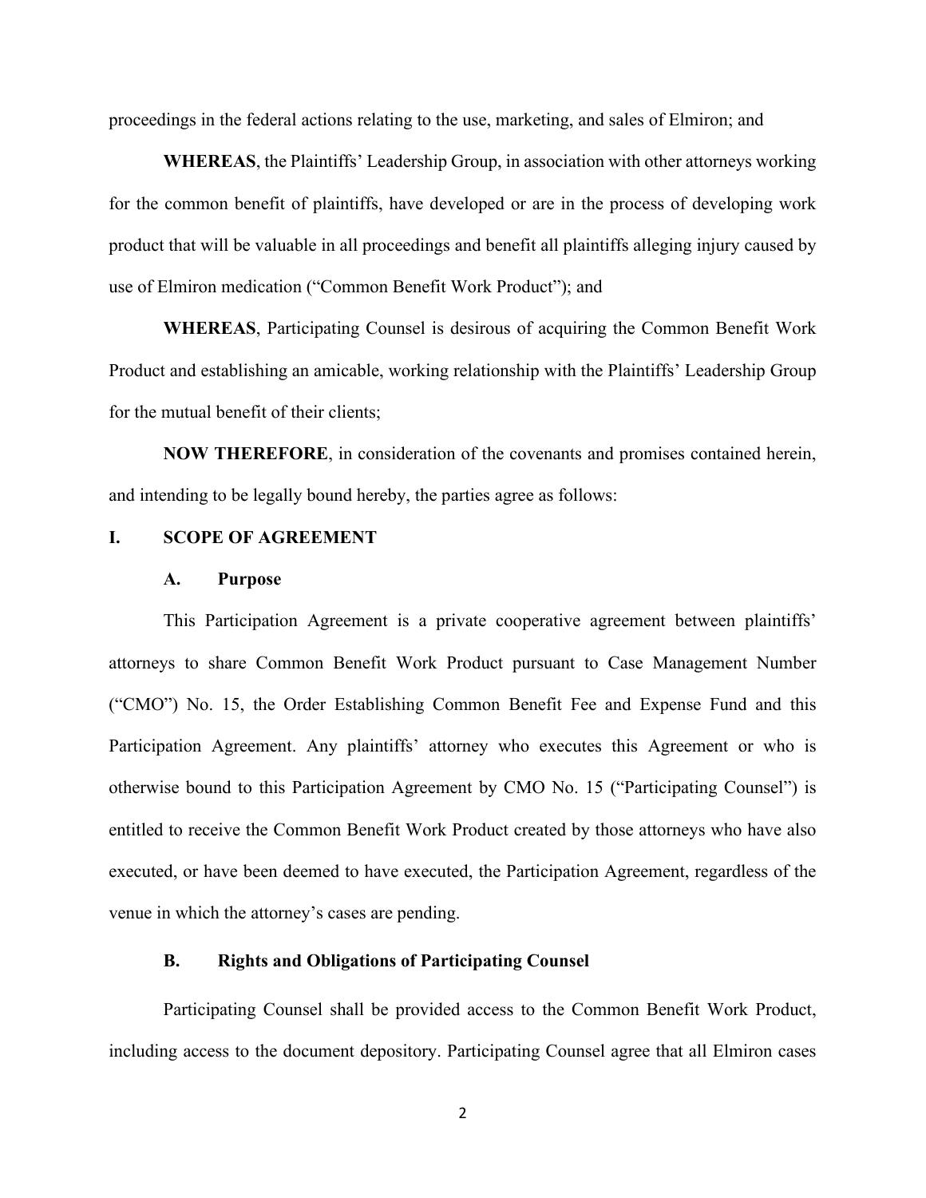proceedings in the federal actions relating to the use, marketing, and sales of Elmiron; and

**WHEREAS**, the Plaintiffs' Leadership Group, in association with other attorneys working for the common benefit of plaintiffs, have developed or are in the process of developing work product that will be valuable in all proceedings and benefit all plaintiffs alleging injury caused by use of Elmiron medication ("Common Benefit Work Product"); and

**WHEREAS**, Participating Counsel is desirous of acquiring the Common Benefit Work Product and establishing an amicable, working relationship with the Plaintiffs' Leadership Group for the mutual benefit of their clients;

**NOW THEREFORE**, in consideration of the covenants and promises contained herein, and intending to be legally bound hereby, the parties agree as follows:

## I. SCOPE OF AGREEMENT

### A. Purpose

This Participation Agreement is a private cooperative agreement between plaintiffs' attorneys to share Common Benefit Work Product pursuant to Case Management Number ("CMO") No. 15, the Order Establishing Common Benefit Fee and Expense Fund and this Participation Agreement. Any plaintiffs' attorney who executes this Agreement or who is otherwise bound to this Participation Agreement by CMO No. 15 ("Participating Counsel") is entitled to receive the Common Benefit Work Product created by those attorneys who have also executed, or have been deemed to have executed, the Participation Agreement, regardless of the venue in which the attorney's cases are pending.

### B. Rights and Obligations of Participating Counsel

Participating Counsel shall be provided access to the Common Benefit Work Product, including access to the document depository. Participating Counsel agree that all Elmiron cases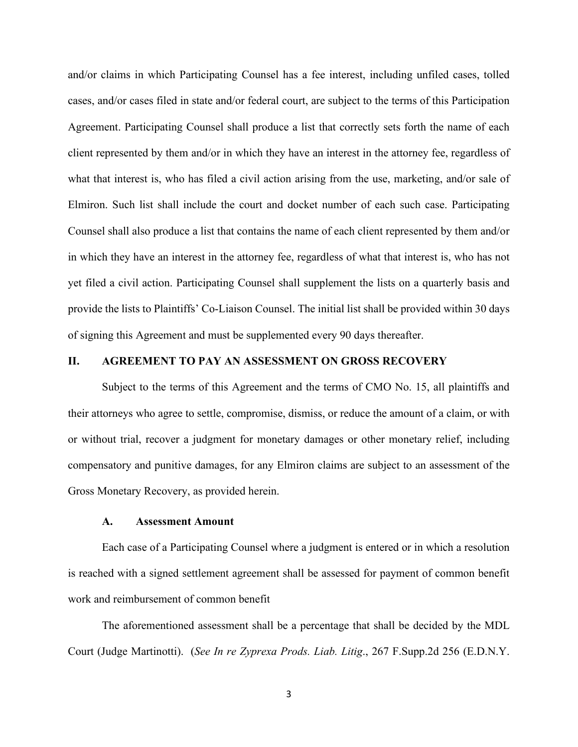and/or claims in which Participating Counsel has a fee interest, including unfiled cases, tolled cases, and/or cases filed in state and/or federal court, are subject to the terms of this Participation Agreement. Participating Counsel shall produce a list that correctly sets forth the name of each client represented by them and/or in which they have an interest in the attorney fee, regardless of what that interest is, who has filed a civil action arising from the use, marketing, and/or sale of Elmiron. Such list shall include the court and docket number of each such case. Participating Counsel shall also produce a list that contains the name of each client represented by them and/or in which they have an interest in the attorney fee, regardless of what that interest is, who has not yet filed a civil action. Participating Counsel shall supplement the lists on a quarterly basis and provide the lists to Plaintiffs' Co-Liaison Counsel. The initial list shall be provided within 30 days of signing this Agreement and must be supplemented every 90 days thereafter.

## II. AGREEMENT TO PAY AN ASSESSMENT ON GROSS RECOVERY

Subject to the terms of this Agreement and the terms of CMO No. 15, all plaintiffs and their attorneys who agree to settle, compromise, dismiss, or reduce the amount of a claim, or with or without trial, recover a judgment for monetary damages or other monetary relief, including compensatory and punitive damages, for any Elmiron claims are subject to an assessment of the Gross Monetary Recovery, as provided herein.

### A. Assessment Amount

Each case of a Participating Counsel where a judgment is entered or in which a resolution is reached with a signed settlement agreement shall be assessed for payment of common benefit work and reimbursement of common benefit

The aforementioned assessment shall be a percentage that shall be decided by the MDL Court (Judge Martinotti). (*See In re Zyprexa Prods. Liab. Litig*., 267 F.Supp.2d 256 (E.D.N.Y.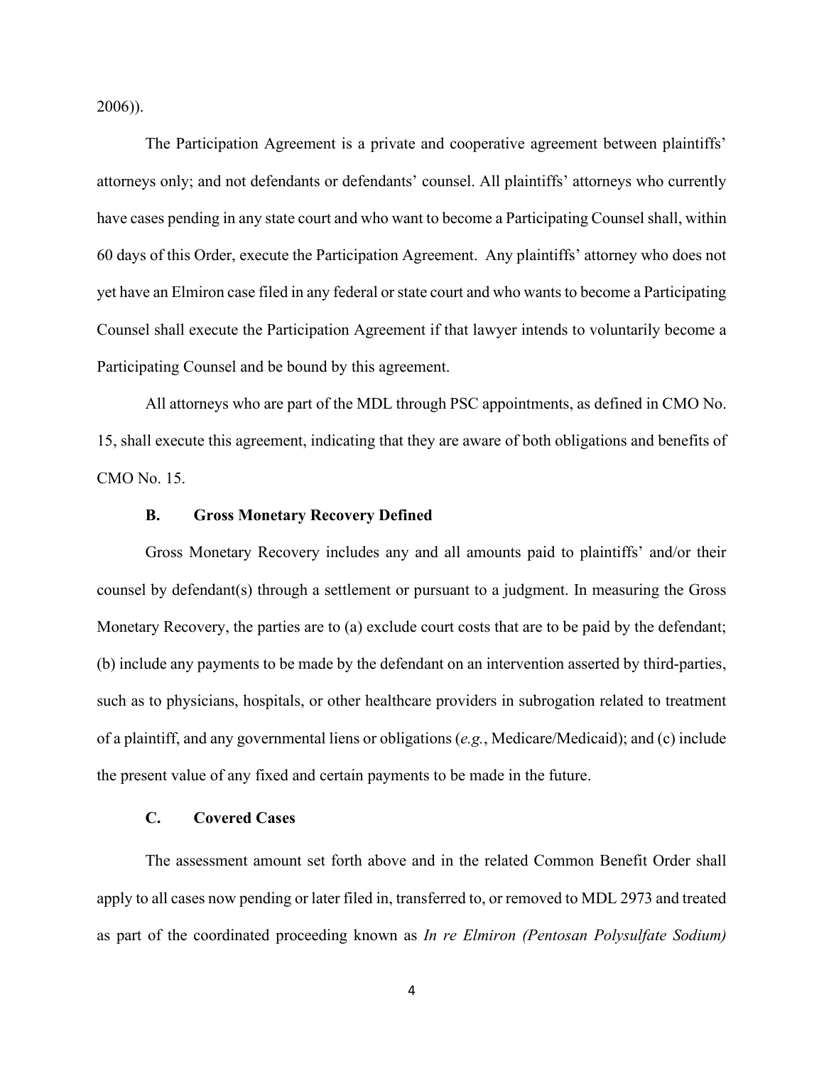2006)).

The Participation Agreement is a private and cooperative agreement between plaintiffs' attorneys only; and not defendants or defendants' counsel. All plaintiffs' attorneys who currently have cases pending in any state court and who want to become a Participating Counsel shall, within 60 days of this Order, execute the Participation Agreement. Any plaintiffs' attorney who does not yet have an Elmiron case filed in any federal or state court and who wants to become a Participating Counsel shall execute the Participation Agreement if that lawyer intends to voluntarily become a Participating Counsel and be bound by this agreement.

All attorneys who are part of the MDL through PSC appointments, as defined in CMO No. 15, shall execute this agreement, indicating that they are aware of both obligations and benefits of CMO No. 15.

### B. Gross Monetary Recovery Defined

Gross Monetary Recovery includes any and all amounts paid to plaintiffs' and/or their counsel by defendant(s) through a settlement or pursuant to a judgment. In measuring the Gross Monetary Recovery, the parties are to (a) exclude court costs that are to be paid by the defendant; (b) include any payments to be made by the defendant on an intervention asserted by third-parties, such as to physicians, hospitals, or other healthcare providers in subrogation related to treatment of a plaintiff, and any governmental liens or obligations (*e.g.*, Medicare/Medicaid); and (c) include the present value of any fixed and certain payments to be made in the future.

### C. Covered Cases

The assessment amount set forth above and in the related Common Benefit Order shall apply to all cases now pending or later filed in, transferred to, or removed to MDL 2973 and treated as part of the coordinated proceeding known as *In re Elmiron (Pentosan Polysulfate Sodium)*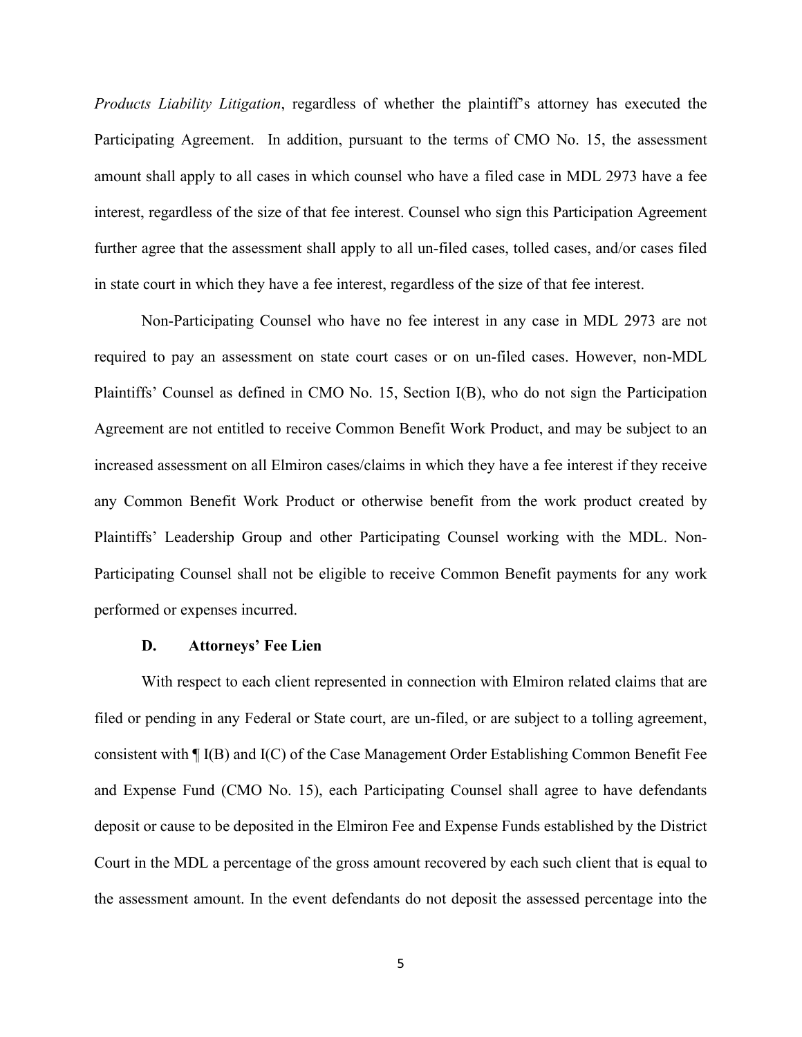*Products Liability Litigation*, regardless of whether the plaintiff's attorney has executed the Participating Agreement. In addition, pursuant to the terms of CMO No. 15, the assessment amount shall apply to all cases in which counsel who have a filed case in MDL 2973 have a fee interest, regardless of the size of that fee interest. Counsel who sign this Participation Agreement further agree that the assessment shall apply to all un-filed cases, tolled cases, and/or cases filed in state court in which they have a fee interest, regardless of the size of that fee interest.

Non-Participating Counsel who have no fee interest in any case in MDL 2973 are not required to pay an assessment on state court cases or on un-filed cases. However, non-MDL Plaintiffs' Counsel as defined in CMO No. 15, Section I(B), who do not sign the Participation Agreement are not entitled to receive Common Benefit Work Product, and may be subject to an increased assessment on all Elmiron cases/claims in which they have a fee interest if they receive any Common Benefit Work Product or otherwise benefit from the work product created by Plaintiffs' Leadership Group and other Participating Counsel working with the MDL. Non-Participating Counsel shall not be eligible to receive Common Benefit payments for any work performed or expenses incurred.

### D. Attorneys' Fee Lien

With respect to each client represented in connection with Elmiron related claims that are filed or pending in any Federal or State court, are un-filed, or are subject to a tolling agreement, consistent with ¶ I(B) and I(C) of the Case Management Order Establishing Common Benefit Fee and Expense Fund (CMO No. 15), each Participating Counsel shall agree to have defendants deposit or cause to be deposited in the Elmiron Fee and Expense Funds established by the District Court in the MDL a percentage of the gross amount recovered by each such client that is equal to the assessment amount. In the event defendants do not deposit the assessed percentage into the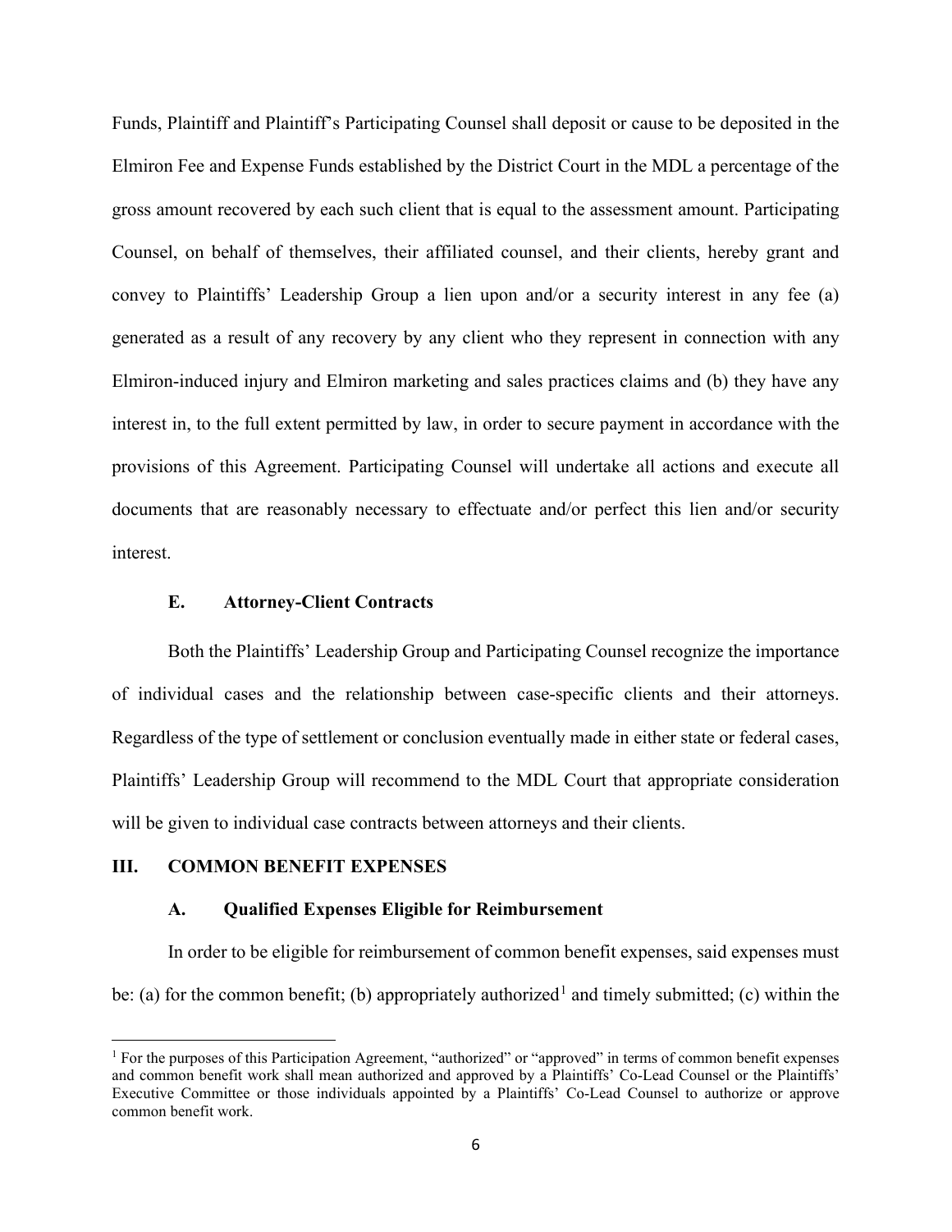Funds, Plaintiff and Plaintiff's Participating Counsel shall deposit or cause to be deposited in the Elmiron Fee and Expense Funds established by the District Court in the MDL a percentage of the gross amount recovered by each such client that is equal to the assessment amount. Participating Counsel, on behalf of themselves, their affiliated counsel, and their clients, hereby grant and convey to Plaintiffs' Leadership Group a lien upon and/or a security interest in any fee (a) generated as a result of any recovery by any client who they represent in connection with any Elmiron-induced injury and Elmiron marketing and sales practices claims and (b) they have any interest in, to the full extent permitted by law, in order to secure payment in accordance with the provisions of this Agreement. Participating Counsel will undertake all actions and execute all documents that are reasonably necessary to effectuate and/or perfect this lien and/or security interest.

### E. Attorney-Client Contracts

Both the Plaintiffs' Leadership Group and Participating Counsel recognize the importance of individual cases and the relationship between case-specific clients and their attorneys. Regardless of the type of settlement or conclusion eventually made in either state or federal cases, Plaintiffs' Leadership Group will recommend to the MDL Court that appropriate consideration will be given to individual case contracts between attorneys and their clients.

## III. COMMON BENEFIT EXPENSES

### A. Qualified Expenses Eligible for Reimbursement

In order to be eligible for reimbursement of common benefit expenses, said expenses must be: (a) for the common benefit; (b) appropriately authorized[1] and timely submitted; (c) within the

---

[1] For the purposes of this Participation Agreement, "authorized" or "approved" in terms of common benefit expenses and common benefit work shall mean authorized and approved by a Plaintiffs' Co-Lead Counsel or the Plaintiffs' Executive Committee or those individuals appointed by a Plaintiffs' Co-Lead Counsel to authorize or approve common benefit work.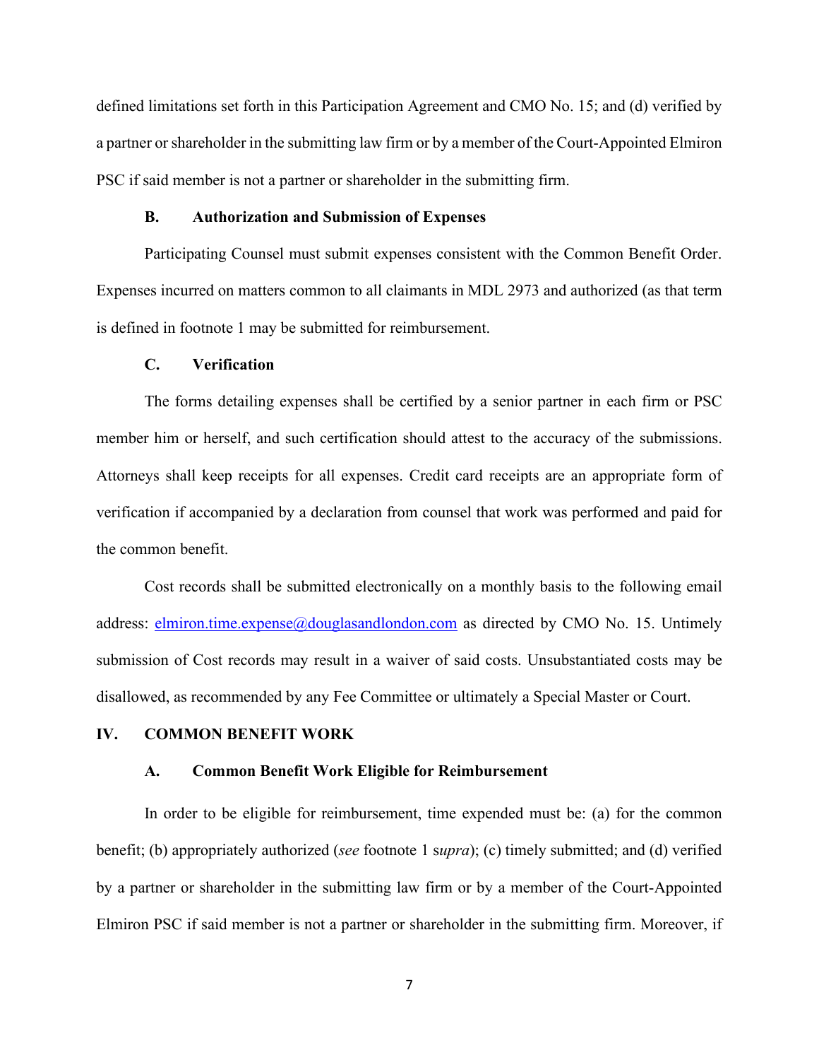defined limitations set forth in this Participation Agreement and CMO No. 15; and (d) verified by a partner or shareholder in the submitting law firm or by a member of the Court-Appointed Elmiron PSC if said member is not a partner or shareholder in the submitting firm.

### B. Authorization and Submission of Expenses

Participating Counsel must submit expenses consistent with the Common Benefit Order. Expenses incurred on matters common to all claimants in MDL 2973 and authorized (as that term is defined in footnote 1 may be submitted for reimbursement.

### C. Verification

The forms detailing expenses shall be certified by a senior partner in each firm or PSC member him or herself, and such certification should attest to the accuracy of the submissions. Attorneys shall keep receipts for all expenses. Credit card receipts are an appropriate form of verification if accompanied by a declaration from counsel that work was performed and paid for the common benefit.

Cost records shall be submitted electronically on a monthly basis to the following email address: [elmiron.time.expense@douglasandlondon.com](mailto:elmiron.time.expense@douglasandlondon.com) as directed by CMO No. 15. Untimely submission of Cost records may result in a waiver of said costs. Unsubstantiated costs may be disallowed, as recommended by any Fee Committee or ultimately a Special Master or Court.

## IV. COMMON BENEFIT WORK

### A. Common Benefit Work Eligible for Reimbursement

In order to be eligible for reimbursement, time expended must be: (a) for the common benefit; (b) appropriately authorized (*see* footnote 1 s*upra*); (c) timely submitted; and (d) verified by a partner or shareholder in the submitting law firm or by a member of the Court-Appointed Elmiron PSC if said member is not a partner or shareholder in the submitting firm. Moreover, if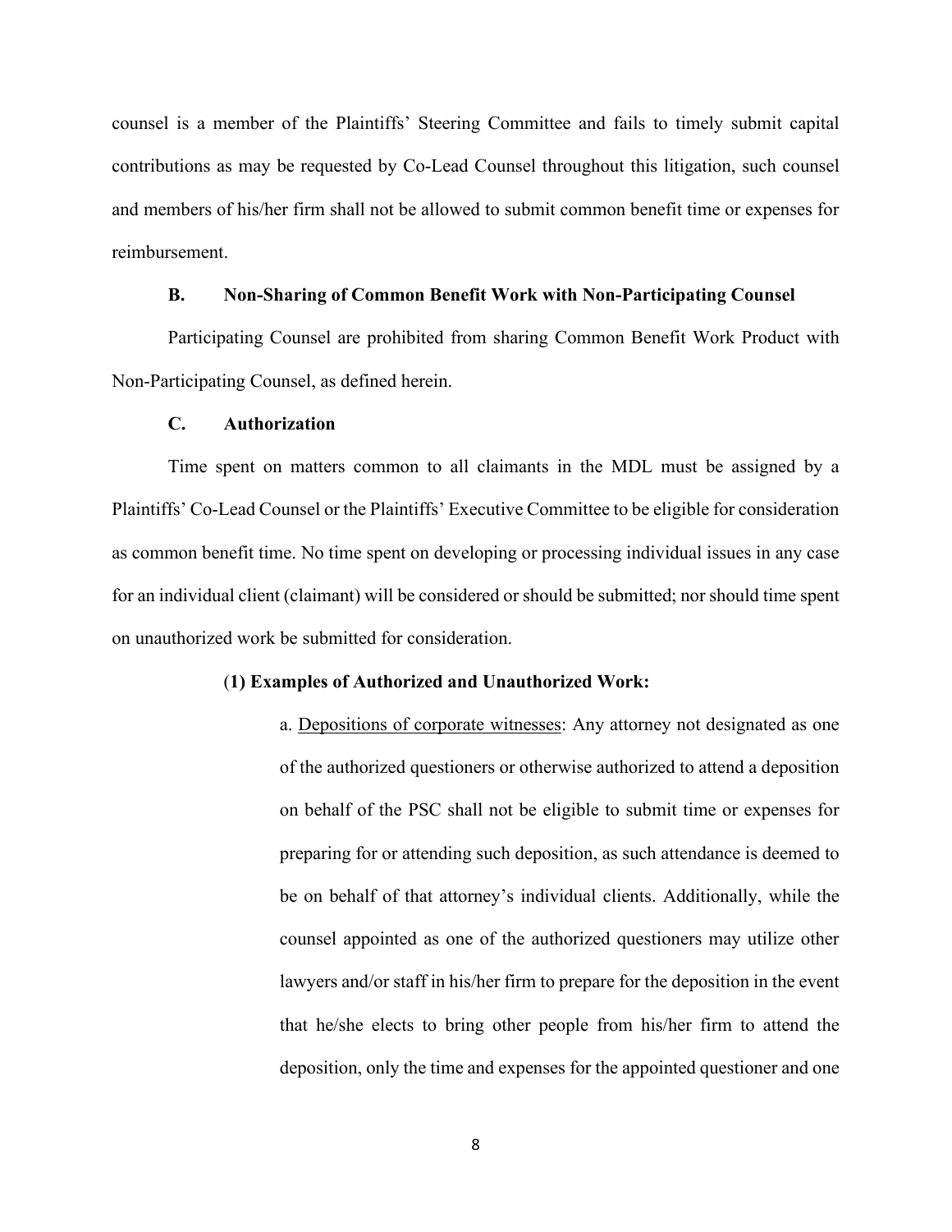counsel is a member of the Plaintiffs' Steering Committee and fails to timely submit capital contributions as may be requested by Co-Lead Counsel throughout this litigation, such counsel and members of his/her firm shall not be allowed to submit common benefit time or expenses for reimbursement.

### B. Non-Sharing of Common Benefit Work with Non-Participating Counsel

Participating Counsel are prohibited from sharing Common Benefit Work Product with Non-Participating Counsel, as defined herein.

### C. Authorization

Time spent on matters common to all claimants in the MDL must be assigned by a Plaintiffs' Co-Lead Counsel or the Plaintiffs' Executive Committee to be eligible for consideration as common benefit time. No time spent on developing or processing individual issues in any case for an individual client (claimant) will be considered or should be submitted; nor should time spent on unauthorized work be submitted for consideration.

**(1) Examples of Authorized and Unauthorized Work:**

a. <u>Depositions of corporate witnesses</u>: Any attorney not designated as one of the authorized questioners or otherwise authorized to attend a deposition on behalf of the PSC shall not be eligible to submit time or expenses for preparing for or attending such deposition, as such attendance is deemed to be on behalf of that attorney's individual clients. Additionally, while the counsel appointed as one of the authorized questioners may utilize other lawyers and/or staff in his/her firm to prepare for the deposition in the event that he/she elects to bring other people from his/her firm to attend the deposition, only the time and expenses for the appointed questioner and one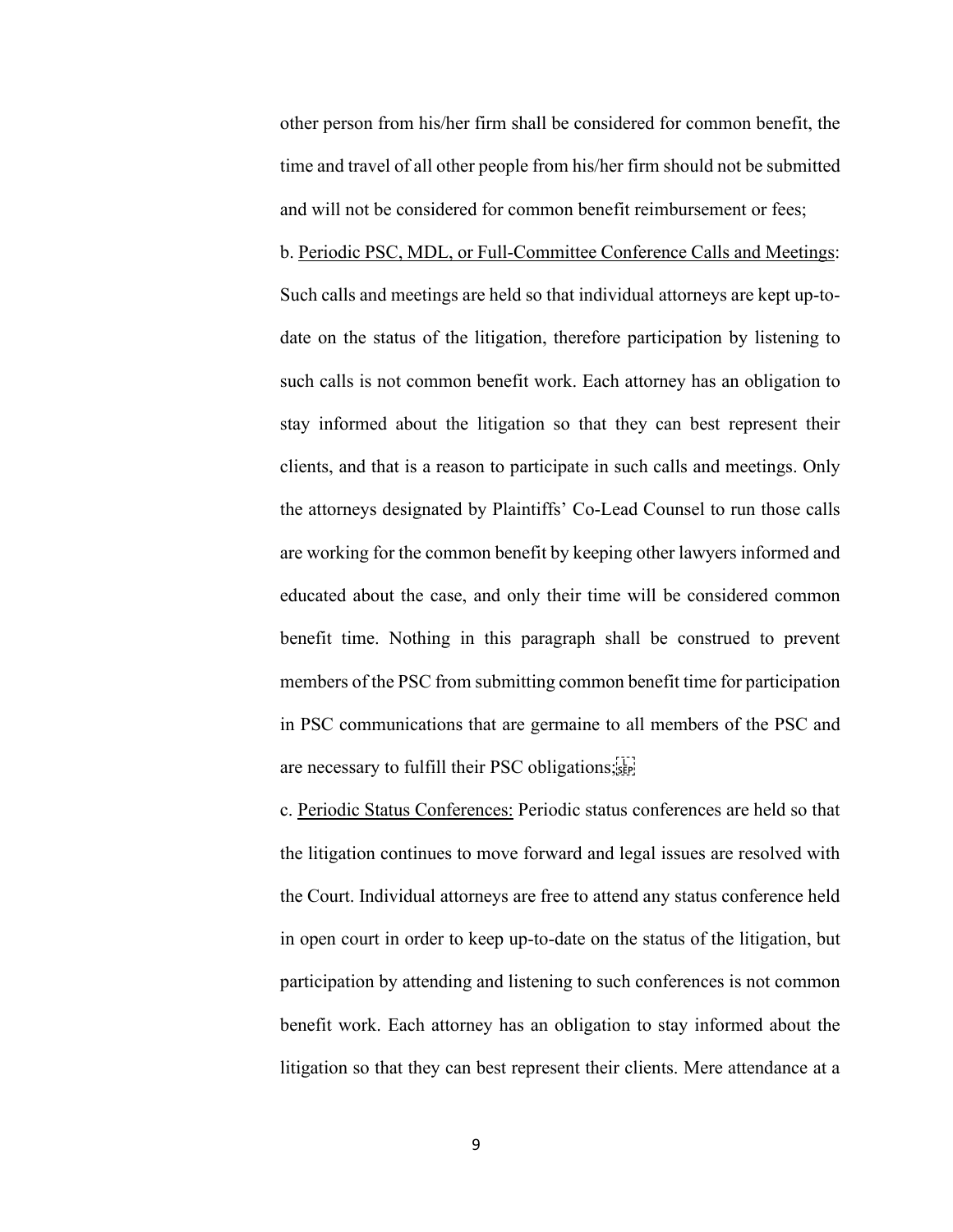other person from his/her firm shall be considered for common benefit, the time and travel of all other people from his/her firm should not be submitted and will not be considered for common benefit reimbursement or fees;

b. <u>Periodic PSC, MDL, or Full-Committee Conference Calls and Meetings</u>: Such calls and meetings are held so that individual attorneys are kept up-to-date on the status of the litigation, therefore participation by listening to such calls is not common benefit work. Each attorney has an obligation to stay informed about the litigation so that they can best represent their clients, and that is a reason to participate in such calls and meetings. Only the attorneys designated by Plaintiffs' Co-Lead Counsel to run those calls are working for the common benefit by keeping other lawyers informed and educated about the case, and only their time will be considered common benefit time. Nothing in this paragraph shall be construed to prevent members of the PSC from submitting common benefit time for participation in PSC communications that are germaine to all members of the PSC and are necessary to fulfill their PSC obligations;

c. <u>Periodic Status Conferences:</u> Periodic status conferences are held so that the litigation continues to move forward and legal issues are resolved with the Court. Individual attorneys are free to attend any status conference held in open court in order to keep up-to-date on the status of the litigation, but participation by attending and listening to such conferences is not common benefit work. Each attorney has an obligation to stay informed about the litigation so that they can best represent their clients. Mere attendance at a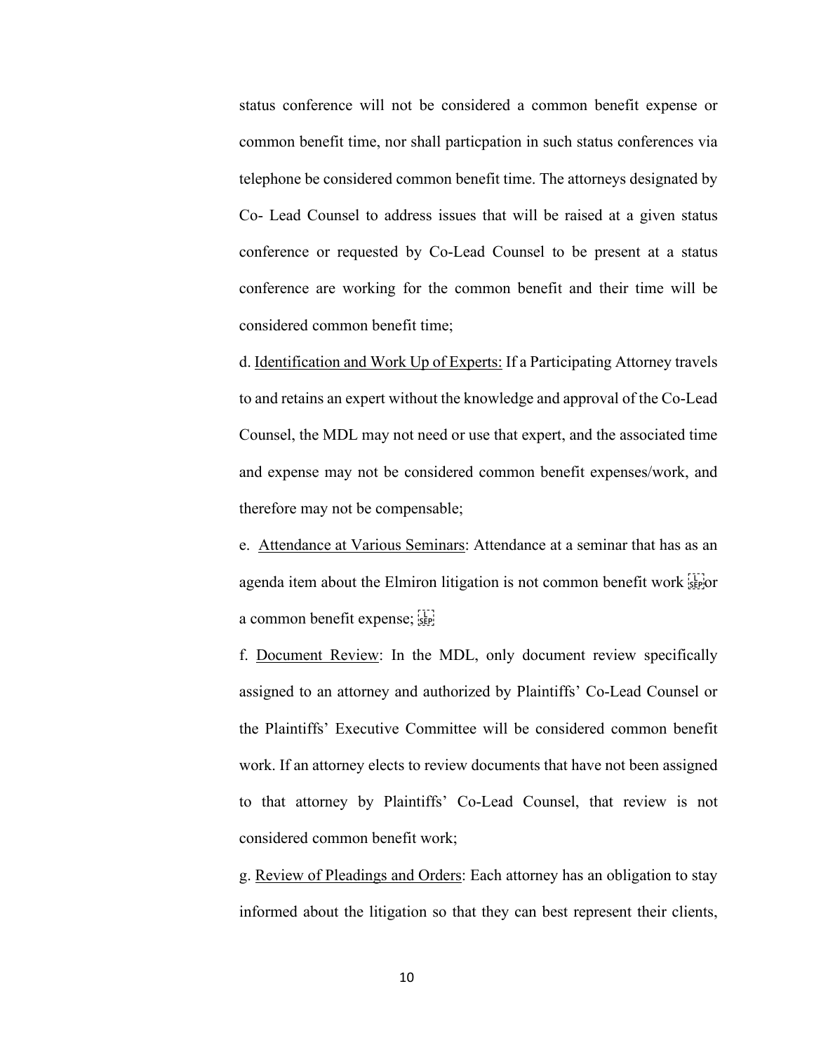status conference will not be considered a common benefit expense or common benefit time, nor shall particpation in such status conferences via telephone be considered common benefit time. The attorneys designated by Co- Lead Counsel to address issues that will be raised at a given status conference or requested by Co-Lead Counsel to be present at a status conference are working for the common benefit and their time will be considered common benefit time;

d. <u>Identification and Work Up of Experts:</u> If a Participating Attorney travels to and retains an expert without the knowledge and approval of the Co-Lead Counsel, the MDL may not need or use that expert, and the associated time and expense may not be considered common benefit expenses/work, and therefore may not be compensable;

e. <u>Attendance at Various Seminars</u>: Attendance at a seminar that has as an agenda item about the Elmiron litigation is not common benefit work or a common benefit expense;

f. <u>Document Review</u>: In the MDL, only document review specifically assigned to an attorney and authorized by Plaintiffs' Co-Lead Counsel or the Plaintiffs' Executive Committee will be considered common benefit work. If an attorney elects to review documents that have not been assigned to that attorney by Plaintiffs' Co-Lead Counsel, that review is not considered common benefit work;

g. <u>Review of Pleadings and Orders</u>: Each attorney has an obligation to stay informed about the litigation so that they can best represent their clients,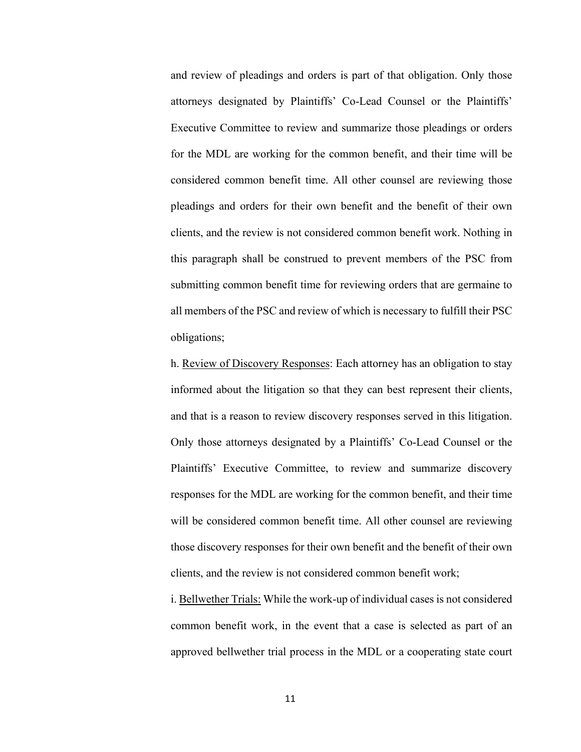and review of pleadings and orders is part of that obligation. Only those attorneys designated by Plaintiffs' Co-Lead Counsel or the Plaintiffs' Executive Committee to review and summarize those pleadings or orders for the MDL are working for the common benefit, and their time will be considered common benefit time. All other counsel are reviewing those pleadings and orders for their own benefit and the benefit of their own clients, and the review is not considered common benefit work. Nothing in this paragraph shall be construed to prevent members of the PSC from submitting common benefit time for reviewing orders that are germaine to all members of the PSC and review of which is necessary to fulfill their PSC obligations;

h. <u>Review of Discovery Responses</u>: Each attorney has an obligation to stay informed about the litigation so that they can best represent their clients, and that is a reason to review discovery responses served in this litigation. Only those attorneys designated by a Plaintiffs' Co-Lead Counsel or the Plaintiffs' Executive Committee, to review and summarize discovery responses for the MDL are working for the common benefit, and their time will be considered common benefit time. All other counsel are reviewing those discovery responses for their own benefit and the benefit of their own clients, and the review is not considered common benefit work;

i. <u>Bellwether Trials:</u> While the work-up of individual cases is not considered common benefit work, in the event that a case is selected as part of an approved bellwether trial process in the MDL or a cooperating state court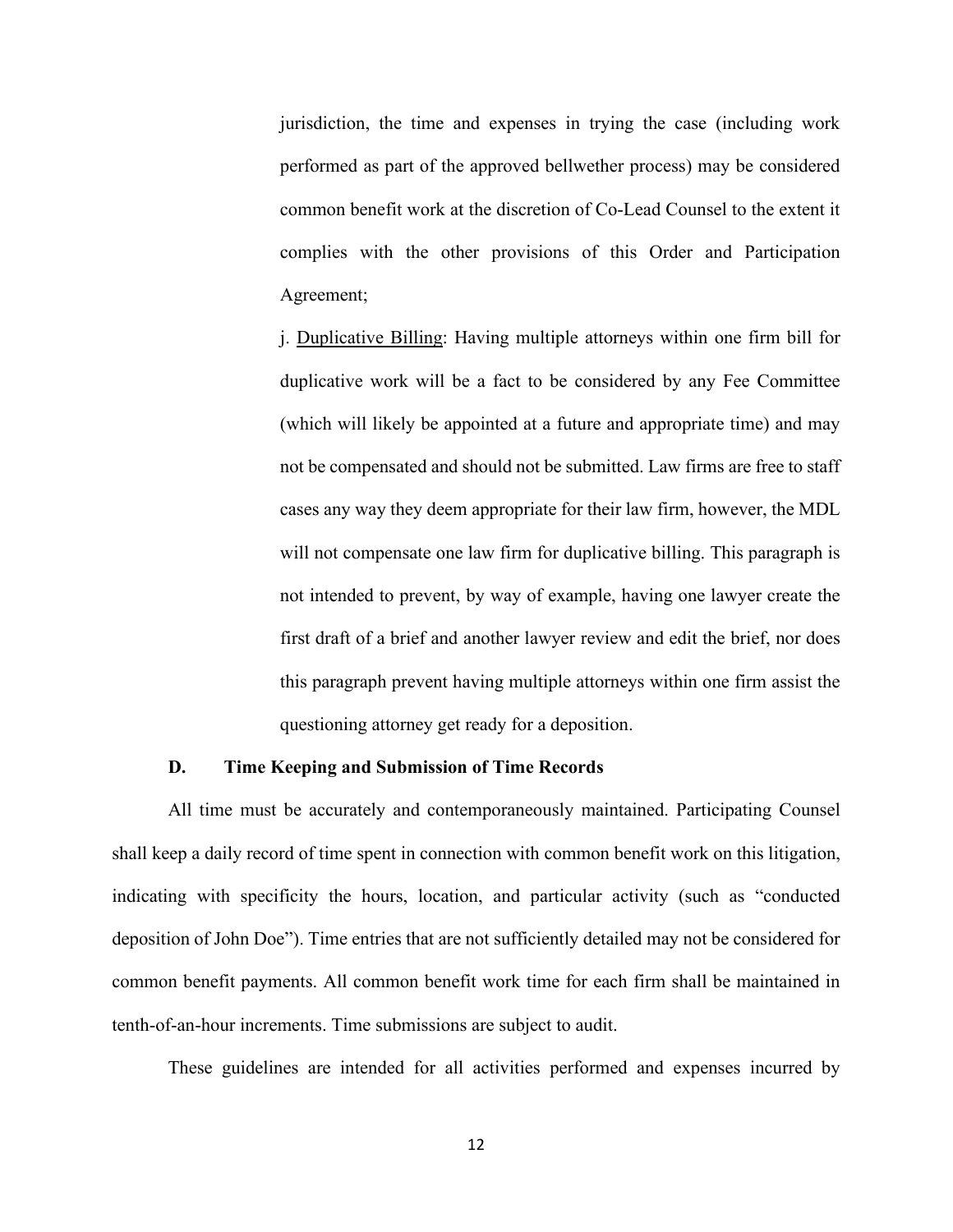jurisdiction, the time and expenses in trying the case (including work performed as part of the approved bellwether process) may be considered common benefit work at the discretion of Co-Lead Counsel to the extent it complies with the other provisions of this Order and Participation Agreement;

j. <u>Duplicative Billing</u>: Having multiple attorneys within one firm bill for duplicative work will be a fact to be considered by any Fee Committee (which will likely be appointed at a future and appropriate time) and may not be compensated and should not be submitted. Law firms are free to staff cases any way they deem appropriate for their law firm, however, the MDL will not compensate one law firm for duplicative billing. This paragraph is not intended to prevent, by way of example, having one lawyer create the first draft of a brief and another lawyer review and edit the brief, nor does this paragraph prevent having multiple attorneys within one firm assist the questioning attorney get ready for a deposition.

### D. Time Keeping and Submission of Time Records

All time must be accurately and contemporaneously maintained. Participating Counsel shall keep a daily record of time spent in connection with common benefit work on this litigation, indicating with specificity the hours, location, and particular activity (such as "conducted deposition of John Doe"). Time entries that are not sufficiently detailed may not be considered for common benefit payments. All common benefit work time for each firm shall be maintained in tenth-of-an-hour increments. Time submissions are subject to audit.

These guidelines are intended for all activities performed and expenses incurred by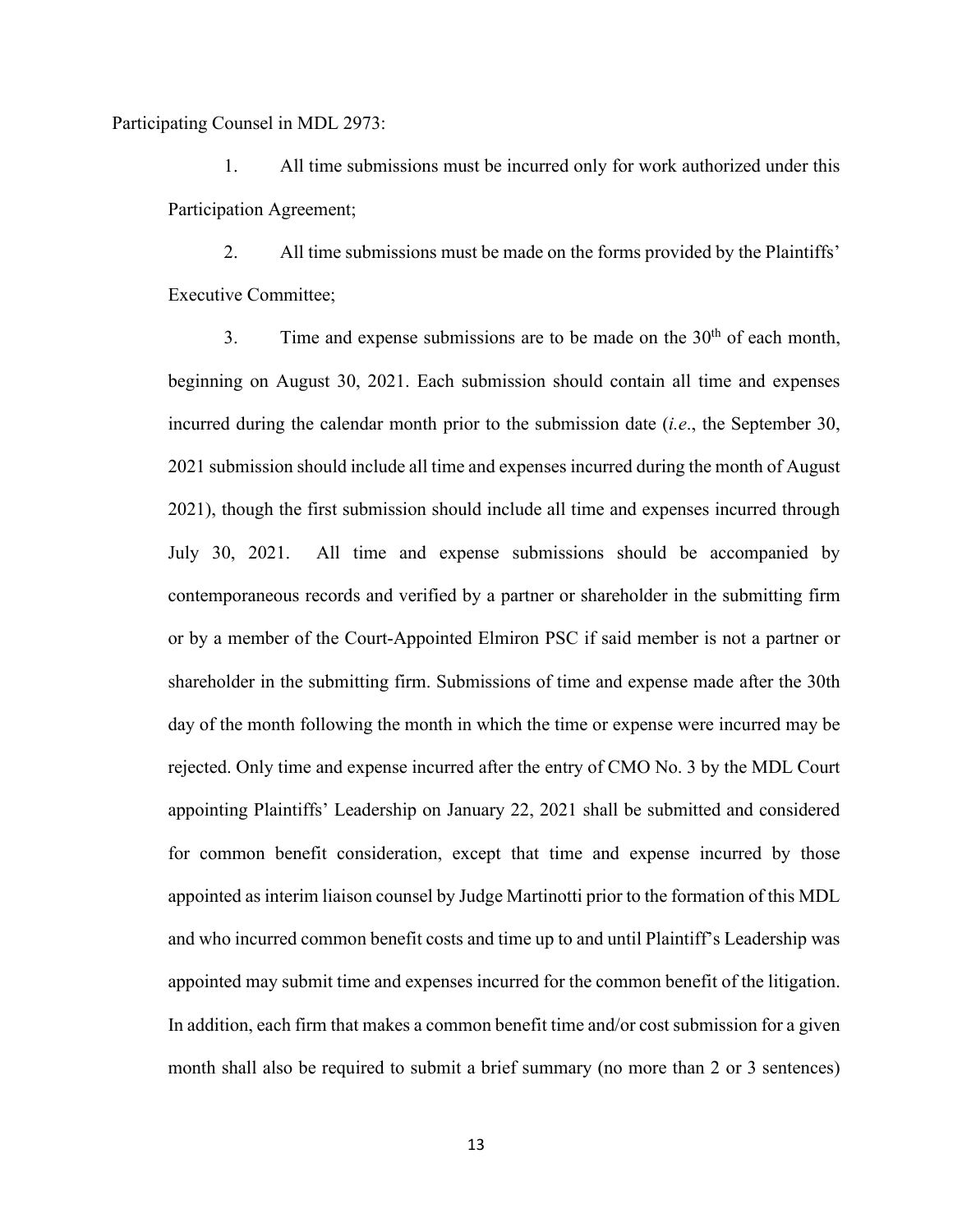Participating Counsel in MDL 2973:

1. All time submissions must be incurred only for work authorized under this Participation Agreement;

2. All time submissions must be made on the forms provided by the Plaintiffs' Executive Committee;

3. Time and expense submissions are to be made on the 30th of each month, beginning on August 30, 2021. Each submission should contain all time and expenses incurred during the calendar month prior to the submission date (*i.e*., the September 30, 2021 submission should include all time and expenses incurred during the month of August 2021), though the first submission should include all time and expenses incurred through July 30, 2021. All time and expense submissions should be accompanied by contemporaneous records and verified by a partner or shareholder in the submitting firm or by a member of the Court-Appointed Elmiron PSC if said member is not a partner or shareholder in the submitting firm. Submissions of time and expense made after the 30th day of the month following the month in which the time or expense were incurred may be rejected. Only time and expense incurred after the entry of CMO No. 3 by the MDL Court appointing Plaintiffs' Leadership on January 22, 2021 shall be submitted and considered for common benefit consideration, except that time and expense incurred by those appointed as interim liaison counsel by Judge Martinotti prior to the formation of this MDL and who incurred common benefit costs and time up to and until Plaintiff's Leadership was appointed may submit time and expenses incurred for the common benefit of the litigation. In addition, each firm that makes a common benefit time and/or cost submission for a given month shall also be required to submit a brief summary (no more than 2 or 3 sentences)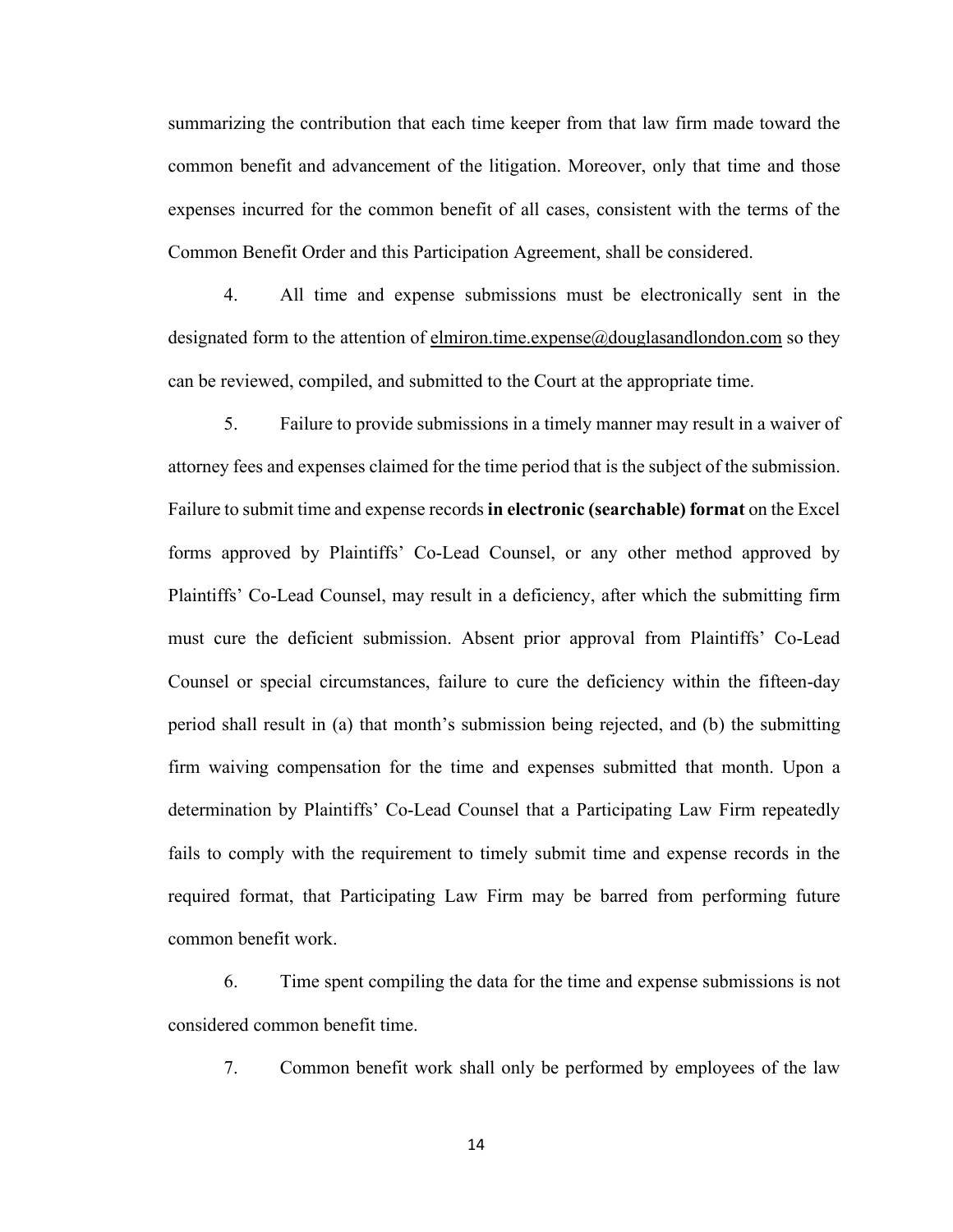summarizing the contribution that each time keeper from that law firm made toward the common benefit and advancement of the litigation. Moreover, only that time and those expenses incurred for the common benefit of all cases, consistent with the terms of the Common Benefit Order and this Participation Agreement, shall be considered.

4. All time and expense submissions must be electronically sent in the designated form to the attention of elmiron.time.expense@douglasandlondon.com so they can be reviewed, compiled, and submitted to the Court at the appropriate time.

5. Failure to provide submissions in a timely manner may result in a waiver of attorney fees and expenses claimed for the time period that is the subject of the submission. Failure to submit time and expense records **in electronic (searchable) format** on the Excel forms approved by Plaintiffs' Co-Lead Counsel, or any other method approved by Plaintiffs' Co-Lead Counsel, may result in a deficiency, after which the submitting firm must cure the deficient submission. Absent prior approval from Plaintiffs' Co-Lead Counsel or special circumstances, failure to cure the deficiency within the fifteen-day period shall result in (a) that month's submission being rejected, and (b) the submitting firm waiving compensation for the time and expenses submitted that month. Upon a determination by Plaintiffs' Co-Lead Counsel that a Participating Law Firm repeatedly fails to comply with the requirement to timely submit time and expense records in the required format, that Participating Law Firm may be barred from performing future common benefit work.

6. Time spent compiling the data for the time and expense submissions is not considered common benefit time.

7. Common benefit work shall only be performed by employees of the law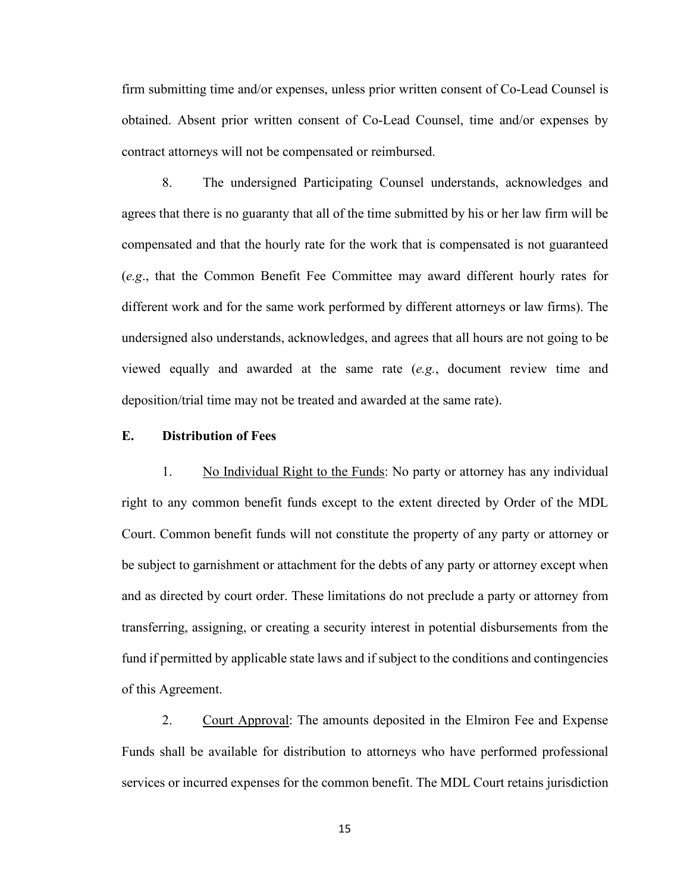firm submitting time and/or expenses, unless prior written consent of Co-Lead Counsel is obtained. Absent prior written consent of Co-Lead Counsel, time and/or expenses by contract attorneys will not be compensated or reimbursed.

8. The undersigned Participating Counsel understands, acknowledges and agrees that there is no guaranty that all of the time submitted by his or her law firm will be compensated and that the hourly rate for the work that is compensated is not guaranteed (*e.g*., that the Common Benefit Fee Committee may award different hourly rates for different work and for the same work performed by different attorneys or law firms). The undersigned also understands, acknowledges, and agrees that all hours are not going to be viewed equally and awarded at the same rate (*e.g.*, document review time and deposition/trial time may not be treated and awarded at the same rate).

**E. Distribution of Fees**

1. <u>No Individual Right to the Funds</u>: No party or attorney has any individual right to any common benefit funds except to the extent directed by Order of the MDL Court. Common benefit funds will not constitute the property of any party or attorney or be subject to garnishment or attachment for the debts of any party or attorney except when and as directed by court order. These limitations do not preclude a party or attorney from transferring, assigning, or creating a security interest in potential disbursements from the fund if permitted by applicable state laws and if subject to the conditions and contingencies of this Agreement.

2. <u>Court Approval</u>: The amounts deposited in the Elmiron Fee and Expense Funds shall be available for distribution to attorneys who have performed professional services or incurred expenses for the common benefit. The MDL Court retains jurisdiction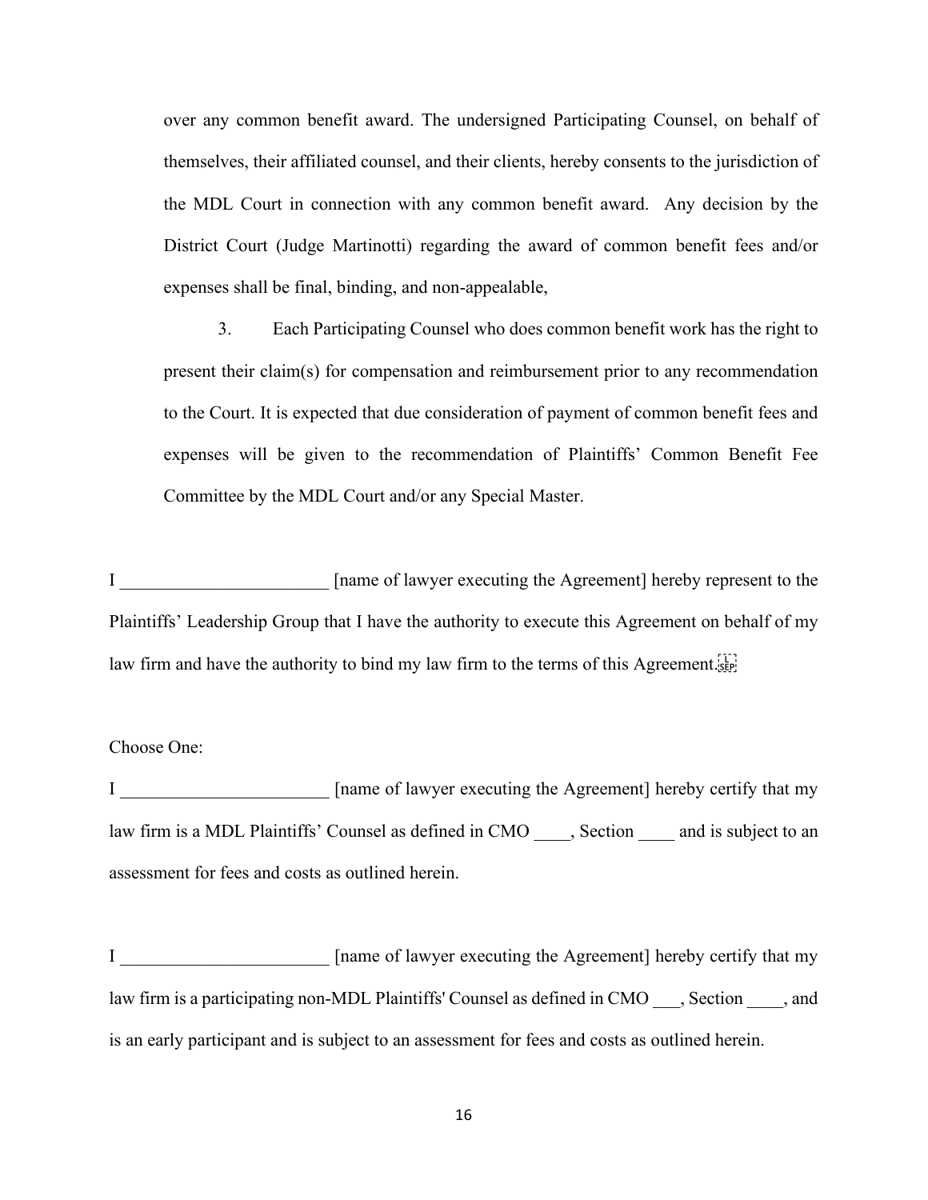over any common benefit award. The undersigned Participating Counsel, on behalf of themselves, their affiliated counsel, and their clients, hereby consents to the jurisdiction of the MDL Court in connection with any common benefit award. Any decision by the District Court (Judge Martinotti) regarding the award of common benefit fees and/or expenses shall be final, binding, and non-appealable,

3. Each Participating Counsel who does common benefit work has the right to present their claim(s) for compensation and reimbursement prior to any recommendation to the Court. It is expected that due consideration of payment of common benefit fees and expenses will be given to the recommendation of Plaintiffs' Common Benefit Fee Committee by the MDL Court and/or any Special Master.

I _______________________ [name of lawyer executing the Agreement] hereby represent to the Plaintiffs' Leadership Group that I have the authority to execute this Agreement on behalf of my law firm and have the authority to bind my law firm to the terms of this Agreement.

Choose One:

I _______________________ [name of lawyer executing the Agreement] hereby certify that my law firm is a MDL Plaintiffs' Counsel as defined in CMO ____, Section ____ and is subject to an assessment for fees and costs as outlined herein.

I _______________________ [name of lawyer executing the Agreement] hereby certify that my law firm is a participating non-MDL Plaintiffs' Counsel as defined in CMO ___, Section ____, and is an early participant and is subject to an assessment for fees and costs as outlined herein.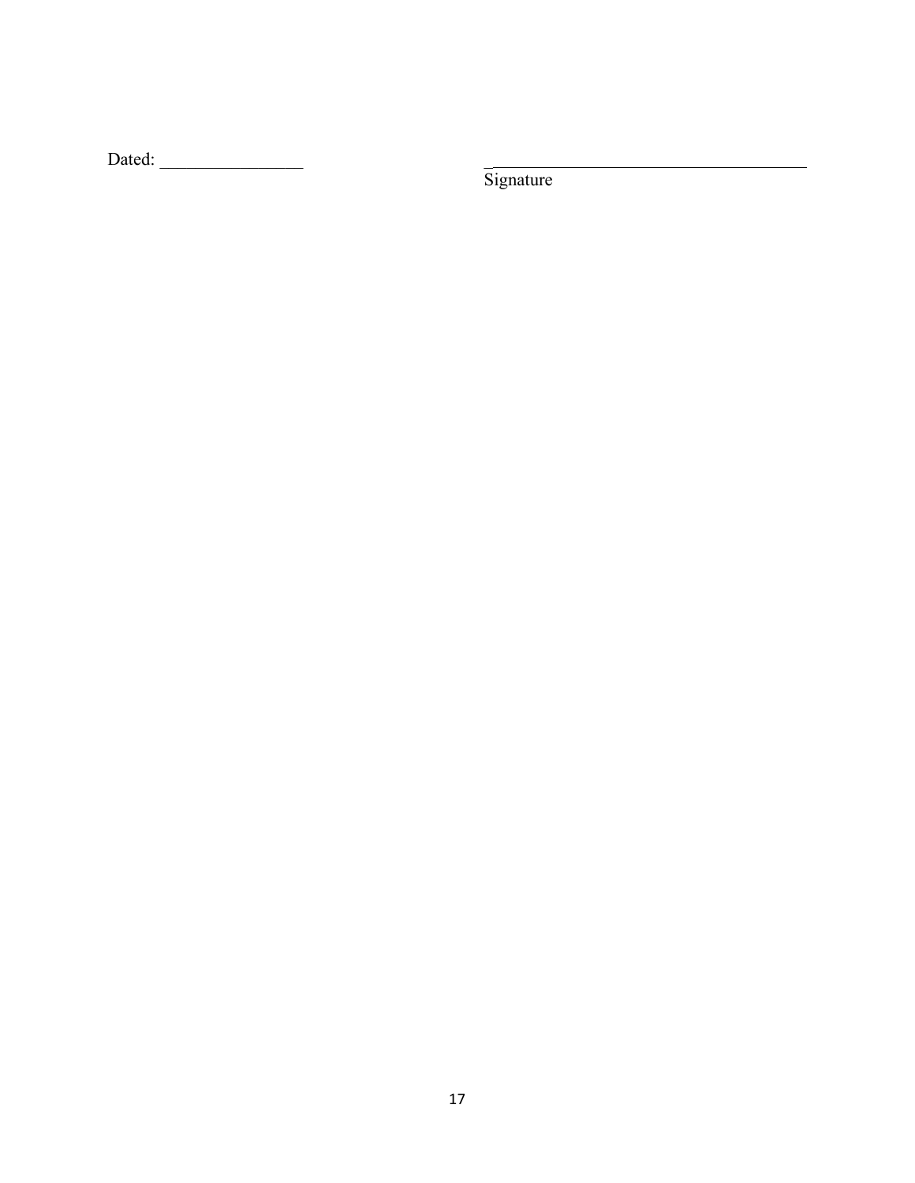Dated: ________________ ____________________________________
Signature